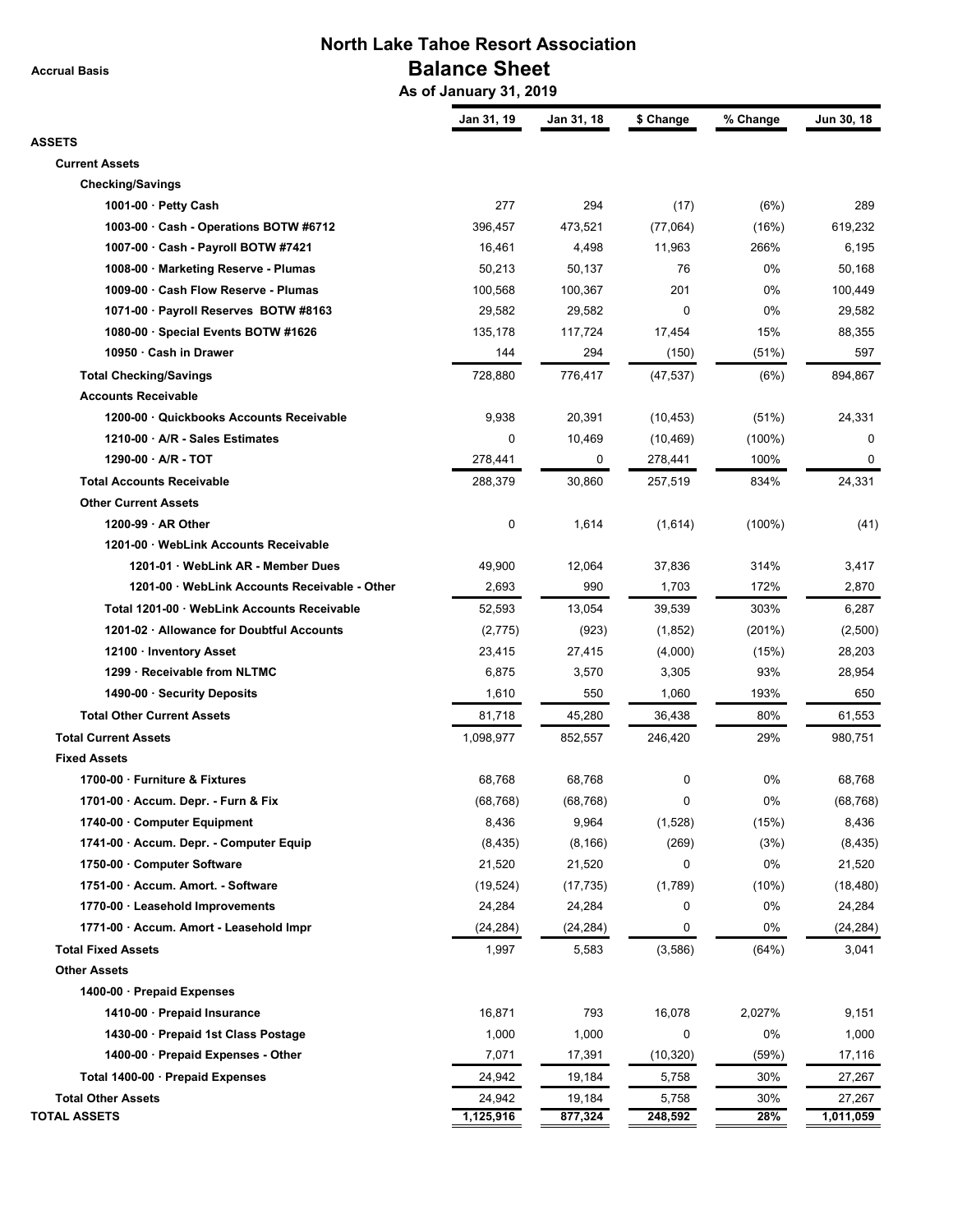# North Lake Tahoe Resort Association
## Balance Sheet
### As of January 31, 2019

Accrual Basis

| | Jan 31, 19 | Jan 31, 18 | $ Change | % Change | Jun 30, 18 |
|---|---|---|---|---|---|
| **ASSETS** | | | | | |
| **Current Assets** | | | | | |
| **Checking/Savings** | | | | | |
| **1001-00 · Petty Cash** | 277 | 294 | (17) | (6%) | 289 |
| **1003-00 · Cash - Operations BOTW #6712** | 396,457 | 473,521 | (77,064) | (16%) | 619,232 |
| **1007-00 · Cash - Payroll BOTW #7421** | 16,461 | 4,498 | 11,963 | 266% | 6,195 |
| **1008-00 · Marketing Reserve - Plumas** | 50,213 | 50,137 | 76 | 0% | 50,168 |
| **1009-00 · Cash Flow Reserve - Plumas** | 100,568 | 100,367 | 201 | 0% | 100,449 |
| **1071-00 · Payroll Reserves BOTW #8163** | 29,582 | 29,582 | 0 | 0% | 29,582 |
| **1080-00 · Special Events BOTW #1626** | 135,178 | 117,724 | 17,454 | 15% | 88,355 |
| **10950 · Cash in Drawer** | 144 | 294 | (150) | (51%) | 597 |
| **Total Checking/Savings** | 728,880 | 776,417 | (47,537) | (6%) | 894,867 |
| **Accounts Receivable** | | | | | |
| **1200-00 · Quickbooks Accounts Receivable** | 9,938 | 20,391 | (10,453) | (51%) | 24,331 |
| **1210-00 · A/R - Sales Estimates** | 0 | 10,469 | (10,469) | (100%) | 0 |
| **1290-00 · A/R - TOT** | 278,441 | 0 | 278,441 | 100% | 0 |
| **Total Accounts Receivable** | 288,379 | 30,860 | 257,519 | 834% | 24,331 |
| **Other Current Assets** | | | | | |
| **1200-99 · AR Other** | 0 | 1,614 | (1,614) | (100%) | (41) |
| **1201-00 · WebLink Accounts Receivable** | | | | | |
| **1201-01 · WebLink AR - Member Dues** | 49,900 | 12,064 | 37,836 | 314% | 3,417 |
| **1201-00 · WebLink Accounts Receivable - Other** | 2,693 | 990 | 1,703 | 172% | 2,870 |
| **Total 1201-00 · WebLink Accounts Receivable** | 52,593 | 13,054 | 39,539 | 303% | 6,287 |
| **1201-02 · Allowance for Doubtful Accounts** | (2,775) | (923) | (1,852) | (201%) | (2,500) |
| **12100 · Inventory Asset** | 23,415 | 27,415 | (4,000) | (15%) | 28,203 |
| **1299 · Receivable from NLTMC** | 6,875 | 3,570 | 3,305 | 93% | 28,954 |
| **1490-00 · Security Deposits** | 1,610 | 550 | 1,060 | 193% | 650 |
| **Total Other Current Assets** | 81,718 | 45,280 | 36,438 | 80% | 61,553 |
| **Total Current Assets** | 1,098,977 | 852,557 | 246,420 | 29% | 980,751 |
| **Fixed Assets** | | | | | |
| **1700-00 · Furniture & Fixtures** | 68,768 | 68,768 | 0 | 0% | 68,768 |
| **1701-00 · Accum. Depr. - Furn & Fix** | (68,768) | (68,768) | 0 | 0% | (68,768) |
| **1740-00 · Computer Equipment** | 8,436 | 9,964 | (1,528) | (15%) | 8,436 |
| **1741-00 · Accum. Depr. - Computer Equip** | (8,435) | (8,166) | (269) | (3%) | (8,435) |
| **1750-00 · Computer Software** | 21,520 | 21,520 | 0 | 0% | 21,520 |
| **1751-00 · Accum. Amort. - Software** | (19,524) | (17,735) | (1,789) | (10%) | (18,480) |
| **1770-00 · Leasehold Improvements** | 24,284 | 24,284 | 0 | 0% | 24,284 |
| **1771-00 · Accum. Amort - Leasehold Impr** | (24,284) | (24,284) | 0 | 0% | (24,284) |
| **Total Fixed Assets** | 1,997 | 5,583 | (3,586) | (64%) | 3,041 |
| **Other Assets** | | | | | |
| **1400-00 · Prepaid Expenses** | | | | | |
| **1410-00 · Prepaid Insurance** | 16,871 | 793 | 16,078 | 2,027% | 9,151 |
| **1430-00 · Prepaid 1st Class Postage** | 1,000 | 1,000 | 0 | 0% | 1,000 |
| **1400-00 · Prepaid Expenses - Other** | 7,071 | 17,391 | (10,320) | (59%) | 17,116 |
| **Total 1400-00 · Prepaid Expenses** | 24,942 | 19,184 | 5,758 | 30% | 27,267 |
| **Total Other Assets** | 24,942 | 19,184 | 5,758 | 30% | 27,267 |
| **TOTAL ASSETS** | 1,125,916 | 877,324 | 248,592 | 28% | 1,011,059 |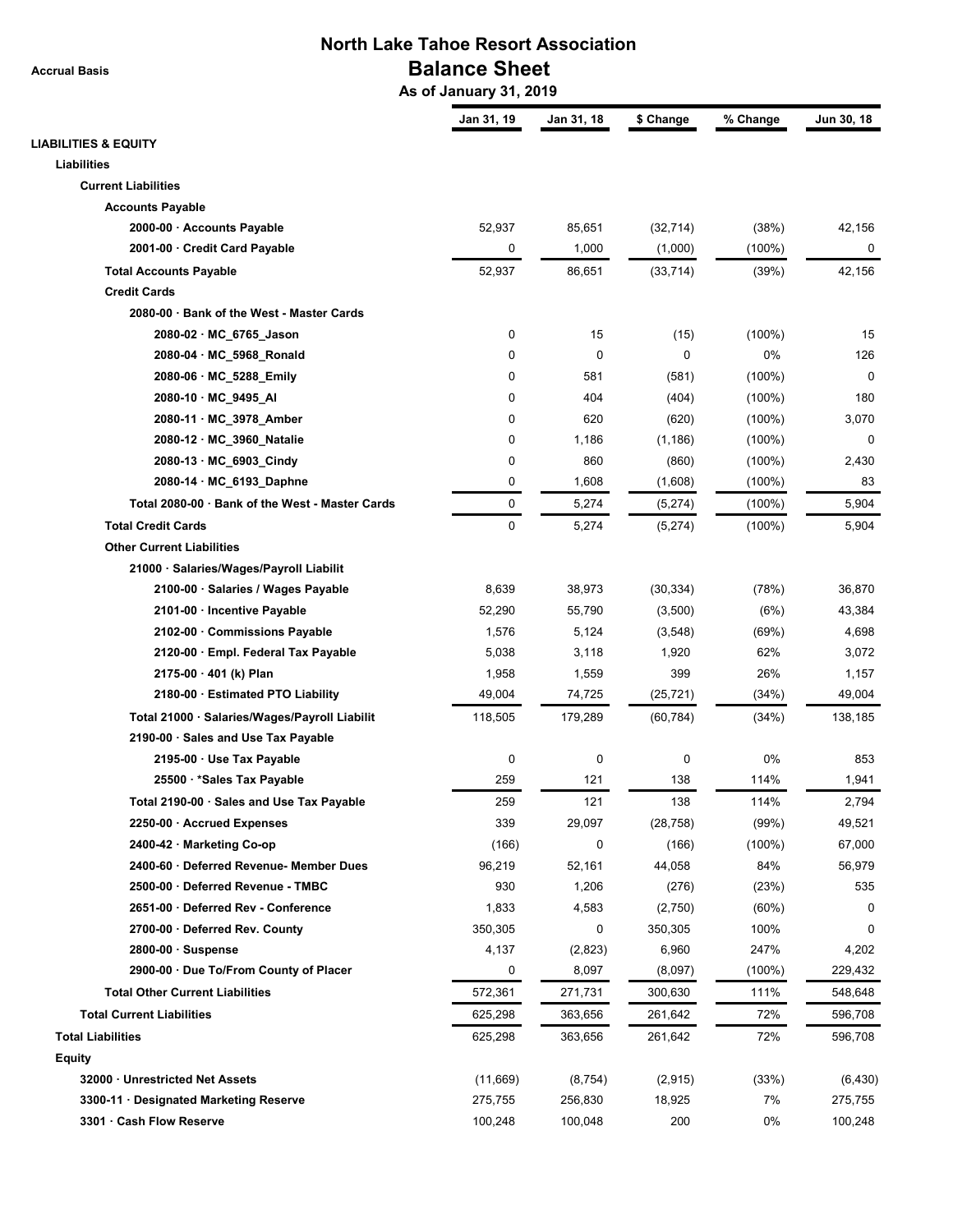# North Lake Tahoe Resort Association

## Balance Sheet

**As of January 31, 2019**

Accrual Basis

| | Jan 31, 19 | Jan 31, 18 | $ Change | % Change | Jun 30, 18 |
|---|---|---|---|---|---|
| **LIABILITIES & EQUITY** | | | | | |
| **Liabilities** | | | | | |
| **Current Liabilities** | | | | | |
| **Accounts Payable** | | | | | |
| **2000-00 · Accounts Payable** | 52,937 | 85,651 | (32,714) | (38%) | 42,156 |
| **2001-00 · Credit Card Payable** | 0 | 1,000 | (1,000) | (100%) | 0 |
| **Total Accounts Payable** | 52,937 | 86,651 | (33,714) | (39%) | 42,156 |
| **Credit Cards** | | | | | |
| **2080-00 · Bank of the West - Master Cards** | | | | | |
| **2080-02 · MC_6765_Jason** | 0 | 15 | (15) | (100%) | 15 |
| **2080-04 · MC_5968_Ronald** | 0 | 0 | 0 | 0% | 126 |
| **2080-06 · MC_5288_Emily** | 0 | 581 | (581) | (100%) | 0 |
| **2080-10 · MC_9495_Al** | 0 | 404 | (404) | (100%) | 180 |
| **2080-11 · MC_3978_Amber** | 0 | 620 | (620) | (100%) | 3,070 |
| **2080-12 · MC_3960_Natalie** | 0 | 1,186 | (1,186) | (100%) | 0 |
| **2080-13 · MC_6903_Cindy** | 0 | 860 | (860) | (100%) | 2,430 |
| **2080-14 · MC_6193_Daphne** | 0 | 1,608 | (1,608) | (100%) | 83 |
| **Total 2080-00 · Bank of the West - Master Cards** | 0 | 5,274 | (5,274) | (100%) | 5,904 |
| **Total Credit Cards** | 0 | 5,274 | (5,274) | (100%) | 5,904 |
| **Other Current Liabilities** | | | | | |
| **21000 · Salaries/Wages/Payroll Liabilit** | | | | | |
| **2100-00 · Salaries / Wages Payable** | 8,639 | 38,973 | (30,334) | (78%) | 36,870 |
| **2101-00 · Incentive Payable** | 52,290 | 55,790 | (3,500) | (6%) | 43,384 |
| **2102-00 · Commissions Payable** | 1,576 | 5,124 | (3,548) | (69%) | 4,698 |
| **2120-00 · Empl. Federal Tax Payable** | 5,038 | 3,118 | 1,920 | 62% | 3,072 |
| **2175-00 · 401 (k) Plan** | 1,958 | 1,559 | 399 | 26% | 1,157 |
| **2180-00 · Estimated PTO Liability** | 49,004 | 74,725 | (25,721) | (34%) | 49,004 |
| **Total 21000 · Salaries/Wages/Payroll Liabilit** | 118,505 | 179,289 | (60,784) | (34%) | 138,185 |
| **2190-00 · Sales and Use Tax Payable** | | | | | |
| **2195-00 · Use Tax Payable** | 0 | 0 | 0 | 0% | 853 |
| **25500 · *Sales Tax Payable** | 259 | 121 | 138 | 114% | 1,941 |
| **Total 2190-00 · Sales and Use Tax Payable** | 259 | 121 | 138 | 114% | 2,794 |
| **2250-00 · Accrued Expenses** | 339 | 29,097 | (28,758) | (99%) | 49,521 |
| **2400-42 · Marketing Co-op** | (166) | 0 | (166) | (100%) | 67,000 |
| **2400-60 · Deferred Revenue- Member Dues** | 96,219 | 52,161 | 44,058 | 84% | 56,979 |
| **2500-00 · Deferred Revenue - TMBC** | 930 | 1,206 | (276) | (23%) | 535 |
| **2651-00 · Deferred Rev - Conference** | 1,833 | 4,583 | (2,750) | (60%) | 0 |
| **2700-00 · Deferred Rev. County** | 350,305 | 0 | 350,305 | 100% | 0 |
| **2800-00 · Suspense** | 4,137 | (2,823) | 6,960 | 247% | 4,202 |
| **2900-00 · Due To/From County of Placer** | 0 | 8,097 | (8,097) | (100%) | 229,432 |
| **Total Other Current Liabilities** | 572,361 | 271,731 | 300,630 | 111% | 548,648 |
| **Total Current Liabilities** | 625,298 | 363,656 | 261,642 | 72% | 596,708 |
| **Total Liabilities** | 625,298 | 363,656 | 261,642 | 72% | 596,708 |
| **Equity** | | | | | |
| **32000 · Unrestricted Net Assets** | (11,669) | (8,754) | (2,915) | (33%) | (6,430) |
| **3300-11 · Designated Marketing Reserve** | 275,755 | 256,830 | 18,925 | 7% | 275,755 |
| **3301 · Cash Flow Reserve** | 100,248 | 100,048 | 200 | 0% | 100,248 |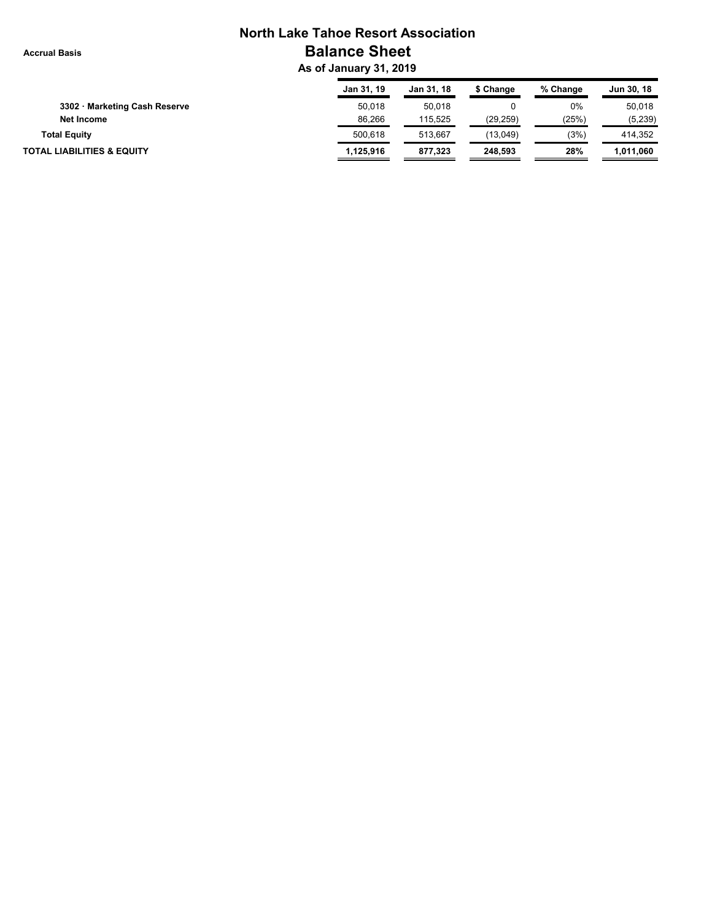# North Lake Tahoe Resort Association

**Accrual Basis**

## Balance Sheet

### As of January 31, 2019

| | Jan 31, 19 | Jan 31, 18 | $ Change | % Change | Jun 30, 18 |
|---|---|---|---|---|---|
| 3302 · Marketing Cash Reserve | 50,018 | 50,018 | 0 | 0% | 50,018 |
| Net Income | 86,266 | 115,525 | (29,259) | (25%) | (5,239) |
| **Total Equity** | 500,618 | 513,667 | (13,049) | (3%) | 414,352 |
| **TOTAL LIABILITIES & EQUITY** | **1,125,916** | **877,323** | **248,593** | **28%** | **1,011,060** |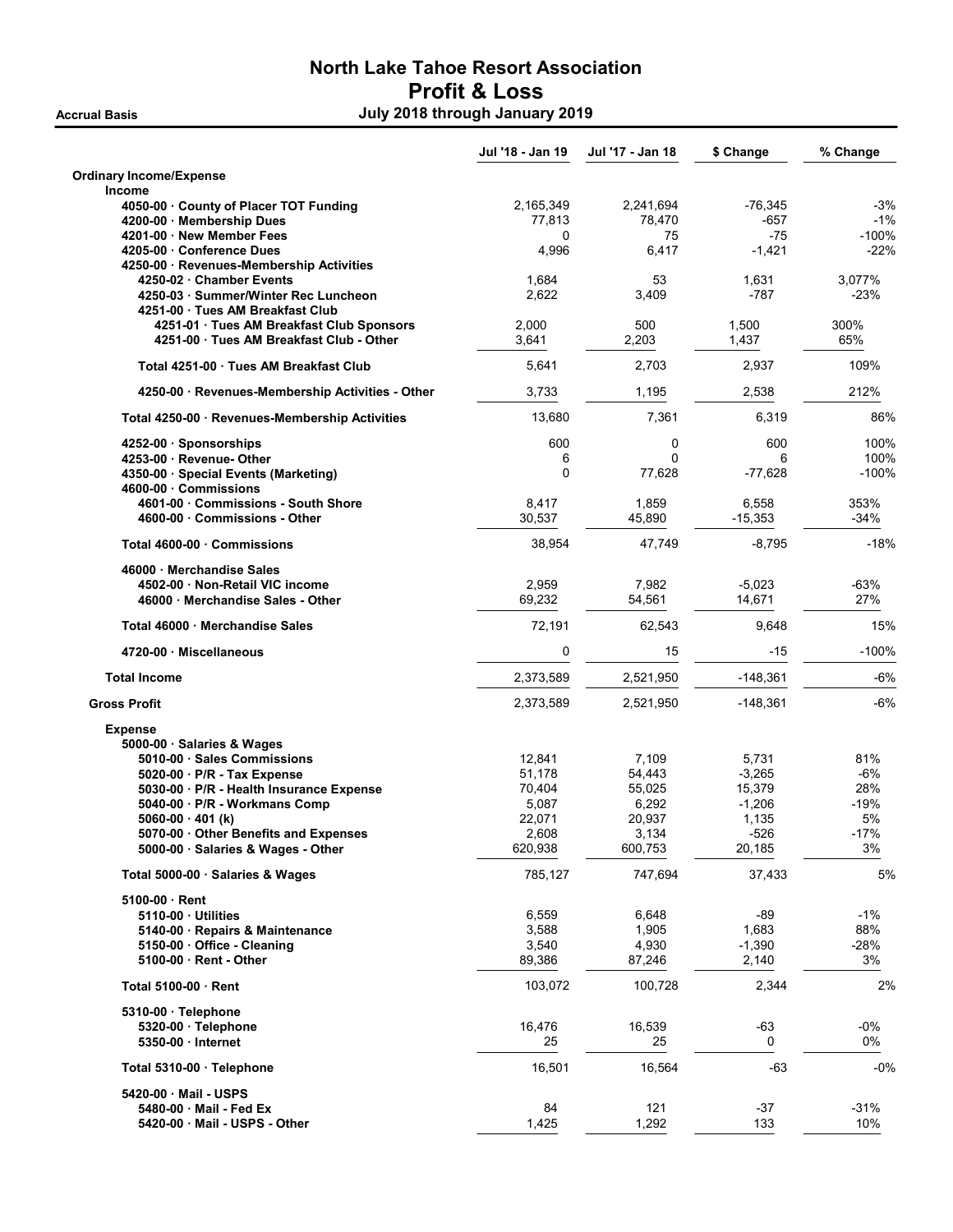# North Lake Tahoe Resort Association
## Profit & Loss
### July 2018 through January 2019

Accrual Basis

| | Jul '18 - Jan 19 | Jul '17 - Jan 18 | $ Change | % Change |
|---|---|---|---|---|
| **Ordinary Income/Expense** | | | | |
| **Income** | | | | |
| 4050-00 · County of Placer TOT Funding | 2,165,349 | 2,241,694 | -76,345 | -3% |
| 4200-00 · Membership Dues | 77,813 | 78,470 | -657 | -1% |
| 4201-00 · New Member Fees | 0 | 75 | -75 | -100% |
| 4205-00 · Conference Dues | 4,996 | 6,417 | -1,421 | -22% |
| 4250-00 · Revenues-Membership Activities | | | | |
| 4250-02 · Chamber Events | 1,684 | 53 | 1,631 | 3,077% |
| 4250-03 · Summer/Winter Rec Luncheon | 2,622 | 3,409 | -787 | -23% |
| 4251-00 · Tues AM Breakfast Club | | | | |
| 4251-01 · Tues AM Breakfast Club Sponsors | 2,000 | 500 | 1,500 | 300% |
| 4251-00 · Tues AM Breakfast Club - Other | 3,641 | 2,203 | 1,437 | 65% |
| Total 4251-00 · Tues AM Breakfast Club | 5,641 | 2,703 | 2,937 | 109% |
| 4250-00 · Revenues-Membership Activities - Other | 3,733 | 1,195 | 2,538 | 212% |
| Total 4250-00 · Revenues-Membership Activities | 13,680 | 7,361 | 6,319 | 86% |
| 4252-00 · Sponsorships | 600 | 0 | 600 | 100% |
| 4253-00 · Revenue- Other | 6 | 0 | 6 | 100% |
| 4350-00 · Special Events (Marketing) | 0 | 77,628 | -77,628 | -100% |
| 4600-00 · Commissions | | | | |
| 4601-00 · Commissions - South Shore | 8,417 | 1,859 | 6,558 | 353% |
| 4600-00 · Commissions - Other | 30,537 | 45,890 | -15,353 | -34% |
| Total 4600-00 · Commissions | 38,954 | 47,749 | -8,795 | -18% |
| 46000 · Merchandise Sales | | | | |
| 4502-00 · Non-Retail VIC income | 2,959 | 7,982 | -5,023 | -63% |
| 46000 · Merchandise Sales - Other | 69,232 | 54,561 | 14,671 | 27% |
| Total 46000 · Merchandise Sales | 72,191 | 62,543 | 9,648 | 15% |
| 4720-00 · Miscellaneous | 0 | 15 | -15 | -100% |
| **Total Income** | 2,373,589 | 2,521,950 | -148,361 | -6% |
| **Gross Profit** | 2,373,589 | 2,521,950 | -148,361 | -6% |
| **Expense** | | | | |
| 5000-00 · Salaries & Wages | | | | |
| 5010-00 · Sales Commissions | 12,841 | 7,109 | 5,731 | 81% |
| 5020-00 · P/R - Tax Expense | 51,178 | 54,443 | -3,265 | -6% |
| 5030-00 · P/R - Health Insurance Expense | 70,404 | 55,025 | 15,379 | 28% |
| 5040-00 · P/R - Workmans Comp | 5,087 | 6,292 | -1,206 | -19% |
| 5060-00 · 401 (k) | 22,071 | 20,937 | 1,135 | 5% |
| 5070-00 · Other Benefits and Expenses | 2,608 | 3,134 | -526 | -17% |
| 5000-00 · Salaries & Wages - Other | 620,938 | 600,753 | 20,185 | 3% |
| Total 5000-00 · Salaries & Wages | 785,127 | 747,694 | 37,433 | 5% |
| 5100-00 · Rent | | | | |
| 5110-00 · Utilities | 6,559 | 6,648 | -89 | -1% |
| 5140-00 · Repairs & Maintenance | 3,588 | 1,905 | 1,683 | 88% |
| 5150-00 · Office - Cleaning | 3,540 | 4,930 | -1,390 | -28% |
| 5100-00 · Rent - Other | 89,386 | 87,246 | 2,140 | 3% |
| Total 5100-00 · Rent | 103,072 | 100,728 | 2,344 | 2% |
| 5310-00 · Telephone | | | | |
| 5320-00 · Telephone | 16,476 | 16,539 | -63 | -0% |
| 5350-00 · Internet | 25 | 25 | 0 | 0% |
| Total 5310-00 · Telephone | 16,501 | 16,564 | -63 | -0% |
| 5420-00 · Mail - USPS | | | | |
| 5480-00 · Mail - Fed Ex | 84 | 121 | -37 | -31% |
| 5420-00 · Mail - USPS - Other | 1,425 | 1,292 | 133 | 10% |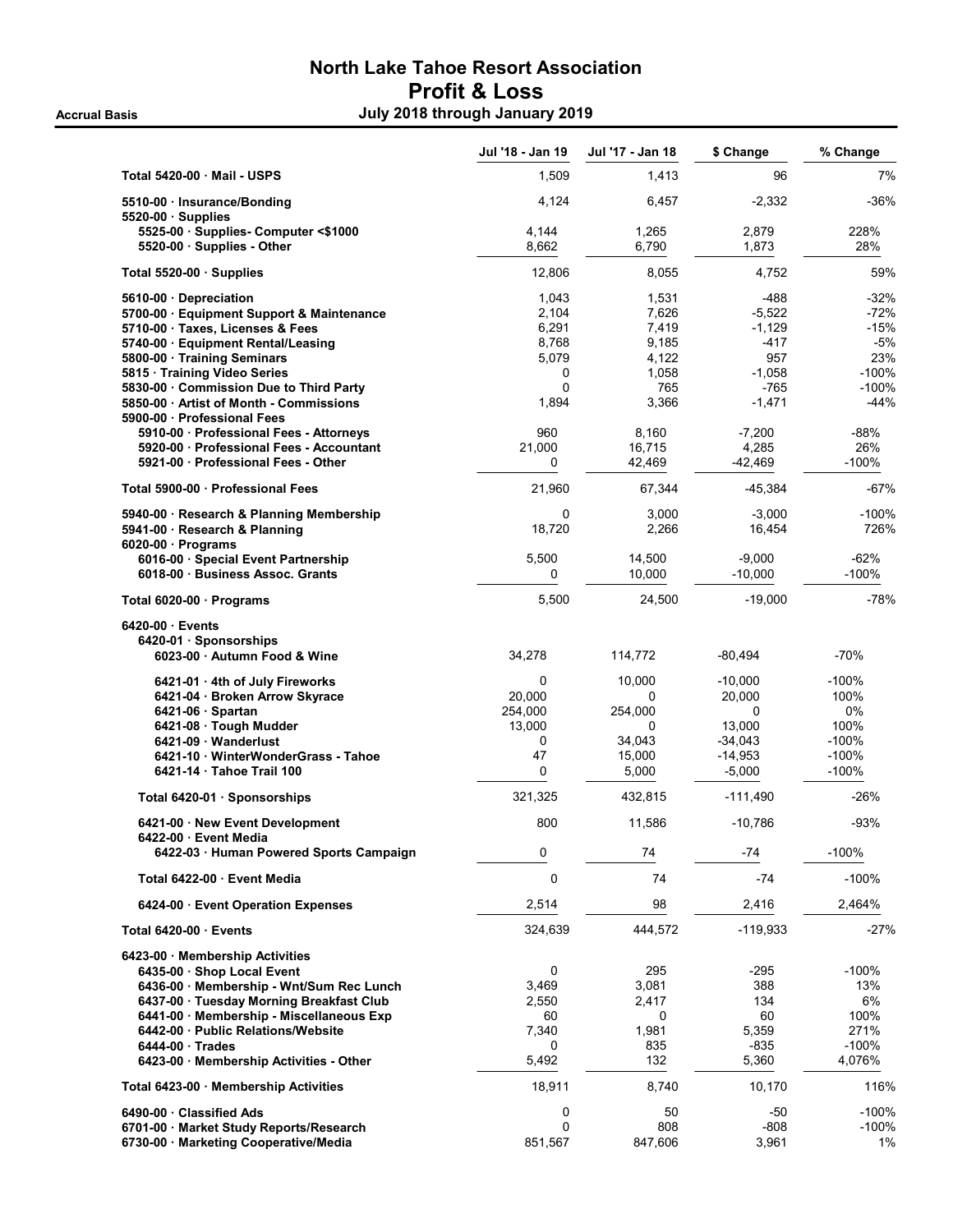# North Lake Tahoe Resort Association
## Profit & Loss
### July 2018 through January 2019

Accrual Basis

| | Jul '18 - Jan 19 | Jul '17 - Jan 18 | $ Change | % Change |
|---|---|---|---|---|
| Total 5420-00 · Mail - USPS | 1,509 | 1,413 | 96 | 7% |
| 5510-00 · Insurance/Bonding | 4,124 | 6,457 | -2,332 | -36% |
| 5520-00 · Supplies | | | | |
| 5525-00 · Supplies- Computer <$1000 | 4,144 | 1,265 | 2,879 | 228% |
| 5520-00 · Supplies - Other | 8,662 | 6,790 | 1,873 | 28% |
| Total 5520-00 · Supplies | 12,806 | 8,055 | 4,752 | 59% |
| 5610-00 · Depreciation | 1,043 | 1,531 | -488 | -32% |
| 5700-00 · Equipment Support & Maintenance | 2,104 | 7,626 | -5,522 | -72% |
| 5710-00 · Taxes, Licenses & Fees | 6,291 | 7,419 | -1,129 | -15% |
| 5740-00 · Equipment Rental/Leasing | 8,768 | 9,185 | -417 | -5% |
| 5800-00 · Training Seminars | 5,079 | 4,122 | 957 | 23% |
| 5815 · Training Video Series | 0 | 1,058 | -1,058 | -100% |
| 5830-00 · Commission Due to Third Party | 0 | 765 | -765 | -100% |
| 5850-00 · Artist of Month - Commissions | 1,894 | 3,366 | -1,471 | -44% |
| 5900-00 · Professional Fees | | | | |
| 5910-00 · Professional Fees - Attorneys | 960 | 8,160 | -7,200 | -88% |
| 5920-00 · Professional Fees - Accountant | 21,000 | 16,715 | 4,285 | 26% |
| 5921-00 · Professional Fees - Other | 0 | 42,469 | -42,469 | -100% |
| Total 5900-00 · Professional Fees | 21,960 | 67,344 | -45,384 | -67% |
| 5940-00 · Research & Planning Membership | 0 | 3,000 | -3,000 | -100% |
| 5941-00 · Research & Planning | 18,720 | 2,266 | 16,454 | 726% |
| 6020-00 · Programs | | | | |
| 6016-00 · Special Event Partnership | 5,500 | 14,500 | -9,000 | -62% |
| 6018-00 · Business Assoc. Grants | 0 | 10,000 | -10,000 | -100% |
| Total 6020-00 · Programs | 5,500 | 24,500 | -19,000 | -78% |
| 6420-00 · Events | | | | |
| 6420-01 · Sponsorships | | | | |
| 6023-00 · Autumn Food & Wine | 34,278 | 114,772 | -80,494 | -70% |
| 6421-01 · 4th of July Fireworks | 0 | 10,000 | -10,000 | -100% |
| 6421-04 · Broken Arrow Skyrace | 20,000 | 0 | 20,000 | 100% |
| 6421-06 · Spartan | 254,000 | 254,000 | 0 | 0% |
| 6421-08 · Tough Mudder | 13,000 | 0 | 13,000 | 100% |
| 6421-09 · Wanderlust | 0 | 34,043 | -34,043 | -100% |
| 6421-10 · WinterWonderGrass - Tahoe | 47 | 15,000 | -14,953 | -100% |
| 6421-14 · Tahoe Trail 100 | 0 | 5,000 | -5,000 | -100% |
| Total 6420-01 · Sponsorships | 321,325 | 432,815 | -111,490 | -26% |
| 6421-00 · New Event Development | 800 | 11,586 | -10,786 | -93% |
| 6422-00 · Event Media | | | | |
| 6422-03 · Human Powered Sports Campaign | 0 | 74 | -74 | -100% |
| Total 6422-00 · Event Media | 0 | 74 | -74 | -100% |
| 6424-00 · Event Operation Expenses | 2,514 | 98 | 2,416 | 2,464% |
| Total 6420-00 · Events | 324,639 | 444,572 | -119,933 | -27% |
| 6423-00 · Membership Activities | | | | |
| 6435-00 · Shop Local Event | 0 | 295 | -295 | -100% |
| 6436-00 · Membership - Wnt/Sum Rec Lunch | 3,469 | 3,081 | 388 | 13% |
| 6437-00 · Tuesday Morning Breakfast Club | 2,550 | 2,417 | 134 | 6% |
| 6441-00 · Membership - Miscellaneous Exp | 60 | 0 | 60 | 100% |
| 6442-00 · Public Relations/Website | 7,340 | 1,981 | 5,359 | 271% |
| 6444-00 · Trades | 0 | 835 | -835 | -100% |
| 6423-00 · Membership Activities - Other | 5,492 | 132 | 5,360 | 4,076% |
| Total 6423-00 · Membership Activities | 18,911 | 8,740 | 10,170 | 116% |
| 6490-00 · Classified Ads | 0 | 50 | -50 | -100% |
| 6701-00 · Market Study Reports/Research | 0 | 808 | -808 | -100% |
| 6730-00 · Marketing Cooperative/Media | 851,567 | 847,606 | 3,961 | 1% |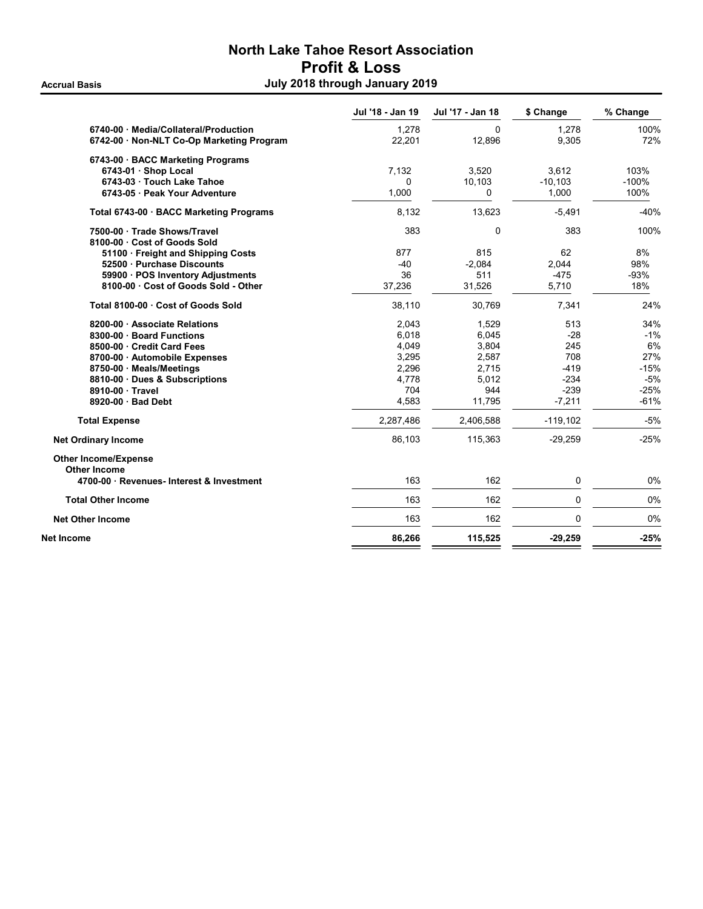# North Lake Tahoe Resort Association
## Profit & Loss
### July 2018 through January 2019

Accrual Basis

| | Jul '18 - Jan 19 | Jul '17 - Jan 18 | $ Change | % Change |
|---|---|---|---|---|
| 6740-00 · Media/Collateral/Production | 1,278 | 0 | 1,278 | 100% |
| 6742-00 · Non-NLT Co-Op Marketing Program | 22,201 | 12,896 | 9,305 | 72% |
| 6743-00 · BACC Marketing Programs | | | | |
| 6743-01 · Shop Local | 7,132 | 3,520 | 3,612 | 103% |
| 6743-03 · Touch Lake Tahoe | 0 | 10,103 | -10,103 | -100% |
| 6743-05 · Peak Your Adventure | 1,000 | 0 | 1,000 | 100% |
| **Total 6743-00 · BACC Marketing Programs** | 8,132 | 13,623 | -5,491 | -40% |
| 7500-00 · Trade Shows/Travel | 383 | 0 | 383 | 100% |
| 8100-00 · Cost of Goods Sold | | | | |
| 51100 · Freight and Shipping Costs | 877 | 815 | 62 | 8% |
| 52500 · Purchase Discounts | -40 | -2,084 | 2,044 | 98% |
| 59900 · POS Inventory Adjustments | 36 | 511 | -475 | -93% |
| 8100-00 · Cost of Goods Sold - Other | 37,236 | 31,526 | 5,710 | 18% |
| **Total 8100-00 · Cost of Goods Sold** | 38,110 | 30,769 | 7,341 | 24% |
| 8200-00 · Associate Relations | 2,043 | 1,529 | 513 | 34% |
| 8300-00 · Board Functions | 6,018 | 6,045 | -28 | -1% |
| 8500-00 · Credit Card Fees | 4,049 | 3,804 | 245 | 6% |
| 8700-00 · Automobile Expenses | 3,295 | 2,587 | 708 | 27% |
| 8750-00 · Meals/Meetings | 2,296 | 2,715 | -419 | -15% |
| 8810-00 · Dues & Subscriptions | 4,778 | 5,012 | -234 | -5% |
| 8910-00 · Travel | 704 | 944 | -239 | -25% |
| 8920-00 · Bad Debt | 4,583 | 11,795 | -7,211 | -61% |
| **Total Expense** | 2,287,486 | 2,406,588 | -119,102 | -5% |
| **Net Ordinary Income** | 86,103 | 115,363 | -29,259 | -25% |
| **Other Income/Expense** | | | | |
| **Other Income** | | | | |
| 4700-00 · Revenues- Interest & Investment | 163 | 162 | 0 | 0% |
| **Total Other Income** | 163 | 162 | 0 | 0% |
| **Net Other Income** | 163 | 162 | 0 | 0% |
| **Net Income** | **86,266** | **115,525** | **-29,259** | **-25%** |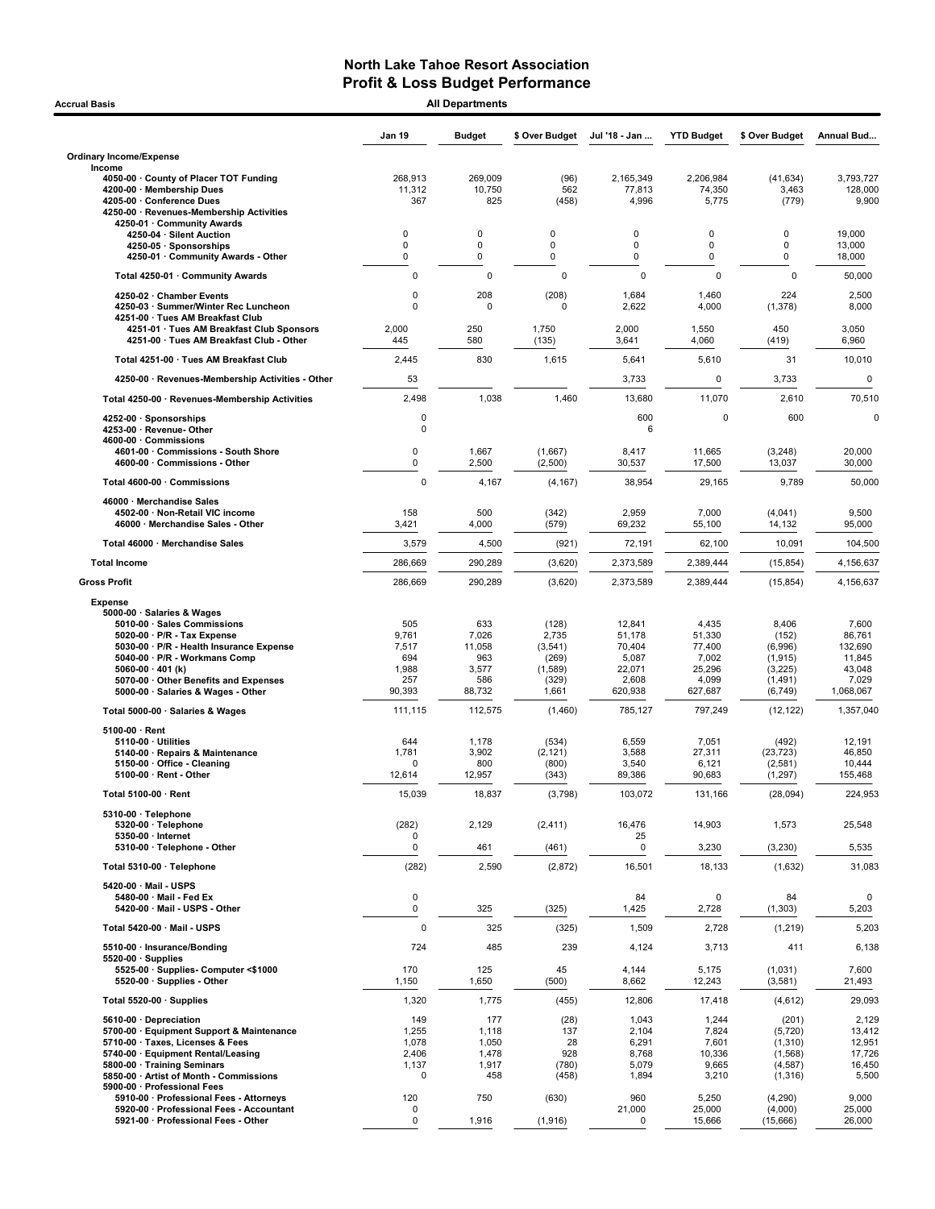# North Lake Tahoe Resort Association
## Profit & Loss Budget Performance

**Accrual Basis** — **All Departments**

| | Jan 19 | Budget | $ Over Budget | Jul '18 - Jan ... | YTD Budget | $ Over Budget | Annual Bud... |
|---|---|---|---|---|---|---|---|
| **Ordinary Income/Expense** | | | | | | | |
| **Income** | | | | | | | |
| 4050-00 · County of Placer TOT Funding | 268,913 | 269,009 | (96) | 2,165,349 | 2,206,984 | (41,634) | 3,793,727 |
| 4200-00 · Membership Dues | 11,312 | 10,750 | 562 | 77,813 | 74,350 | 3,463 | 128,000 |
| 4205-00 · Conference Dues | 367 | 825 | (458) | 4,996 | 5,775 | (779) | 9,900 |
| 4250-00 · Revenues-Membership Activities | | | | | | | |
| 4250-01 · Community Awards | | | | | | | |
| 4250-04 · Silent Auction | 0 | 0 | 0 | 0 | 0 | 0 | 19,000 |
| 4250-05 · Sponsorships | 0 | 0 | 0 | 0 | 0 | 0 | 13,000 |
| 4250-01 · Community Awards - Other | 0 | 0 | 0 | 0 | 0 | 0 | 18,000 |
| Total 4250-01 · Community Awards | 0 | 0 | 0 | 0 | 0 | 0 | 50,000 |
| 4250-02 · Chamber Events | 0 | 208 | (208) | 1,684 | 1,460 | 224 | 2,500 |
| 4250-03 · Summer/Winter Rec Luncheon | 0 | 0 | 0 | 2,622 | 4,000 | (1,378) | 8,000 |
| 4251-00 · Tues AM Breakfast Club | | | | | | | |
| 4251-01 · Tues AM Breakfast Club Sponsors | 2,000 | 250 | 1,750 | 2,000 | 1,550 | 450 | 3,050 |
| 4251-00 · Tues AM Breakfast Club - Other | 445 | 580 | (135) | 3,641 | 4,060 | (419) | 6,960 |
| Total 4251-00 · Tues AM Breakfast Club | 2,445 | 830 | 1,615 | 5,641 | 5,610 | 31 | 10,010 |
| 4250-00 · Revenues-Membership Activities - Other | 53 | | | 3,733 | 0 | 3,733 | 0 |
| Total 4250-00 · Revenues-Membership Activities | 2,498 | 1,038 | 1,460 | 13,680 | 11,070 | 2,610 | 70,510 |
| 4252-00 · Sponsorships | 0 | | | 600 | 0 | 600 | 0 |
| 4253-00 · Revenue- Other | 0 | | | 6 | | | |
| 4600-00 · Commissions | | | | | | | |
| 4601-00 · Commissions - South Shore | 0 | 1,667 | (1,667) | 8,417 | 11,665 | (3,248) | 20,000 |
| 4600-00 · Commissions - Other | 0 | 2,500 | (2,500) | 30,537 | 17,500 | 13,037 | 30,000 |
| Total 4600-00 · Commissions | 0 | 4,167 | (4,167) | 38,954 | 29,165 | 9,789 | 50,000 |
| 46000 · Merchandise Sales | | | | | | | |
| 4502-00 · Non-Retail VIC income | 158 | 500 | (342) | 2,959 | 7,000 | (4,041) | 9,500 |
| 46000 · Merchandise Sales - Other | 3,421 | 4,000 | (579) | 69,232 | 55,100 | 14,132 | 95,000 |
| Total 46000 · Merchandise Sales | 3,579 | 4,500 | (921) | 72,191 | 62,100 | 10,091 | 104,500 |
| **Total Income** | 286,669 | 290,289 | (3,620) | 2,373,589 | 2,389,444 | (15,854) | 4,156,637 |
| **Gross Profit** | 286,669 | 290,289 | (3,620) | 2,373,589 | 2,389,444 | (15,854) | 4,156,637 |
| **Expense** | | | | | | | |
| 5000-00 · Salaries & Wages | | | | | | | |
| 5010-00 · Sales Commissions | 505 | 633 | (128) | 12,841 | 4,435 | 8,406 | 7,600 |
| 5020-00 · P/R - Tax Expense | 9,761 | 7,026 | 2,735 | 51,178 | 51,330 | (152) | 86,761 |
| 5030-00 · P/R - Health Insurance Expense | 7,517 | 11,058 | (3,541) | 70,404 | 77,400 | (6,996) | 132,690 |
| 5040-00 · P/R - Workmans Comp | 694 | 963 | (269) | 5,087 | 7,002 | (1,915) | 11,845 |
| 5060-00 · 401 (k) | 1,988 | 3,577 | (1,589) | 22,071 | 25,296 | (3,225) | 43,048 |
| 5070-00 · Other Benefits and Expenses | 257 | 586 | (329) | 2,608 | 4,099 | (1,491) | 7,029 |
| 5000-00 · Salaries & Wages - Other | 90,393 | 88,732 | 1,661 | 620,938 | 627,687 | (6,749) | 1,068,067 |
| Total 5000-00 · Salaries & Wages | 111,115 | 112,575 | (1,460) | 785,127 | 797,249 | (12,122) | 1,357,040 |
| 5100-00 · Rent | | | | | | | |
| 5110-00 · Utilities | 644 | 1,178 | (534) | 6,559 | 7,051 | (492) | 12,191 |
| 5140-00 · Repairs & Maintenance | 1,781 | 3,902 | (2,121) | 3,588 | 27,311 | (23,723) | 46,850 |
| 5150-00 · Office - Cleaning | 0 | 800 | (800) | 3,540 | 6,121 | (2,581) | 10,444 |
| 5100-00 · Rent - Other | 12,614 | 12,957 | (343) | 89,386 | 90,683 | (1,297) | 155,468 |
| Total 5100-00 · Rent | 15,039 | 18,837 | (3,798) | 103,072 | 131,166 | (28,094) | 224,953 |
| 5310-00 · Telephone | | | | | | | |
| 5320-00 · Telephone | (282) | 2,129 | (2,411) | 16,476 | 14,903 | 1,573 | 25,548 |
| 5350-00 · Internet | 0 | | | 25 | | | |
| 5310-00 · Telephone - Other | 0 | 461 | (461) | 0 | 3,230 | (3,230) | 5,535 |
| Total 5310-00 · Telephone | (282) | 2,590 | (2,872) | 16,501 | 18,133 | (1,632) | 31,083 |
| 5420-00 · Mail - USPS | | | | | | | |
| 5480-00 · Mail - Fed Ex | 0 | | | 84 | 0 | 84 | 0 |
| 5420-00 · Mail - USPS - Other | 0 | 325 | (325) | 1,425 | 2,728 | (1,303) | 5,203 |
| Total 5420-00 · Mail - USPS | 0 | 325 | (325) | 1,509 | 2,728 | (1,219) | 5,203 |
| 5510-00 · Insurance/Bonding | 724 | 485 | 239 | 4,124 | 3,713 | 411 | 6,138 |
| 5520-00 · Supplies | | | | | | | |
| 5525-00 · Supplies- Computer <$1000 | 170 | 125 | 45 | 4,144 | 5,175 | (1,031) | 7,600 |
| 5520-00 · Supplies - Other | 1,150 | 1,650 | (500) | 8,662 | 12,243 | (3,581) | 21,493 |
| Total 5520-00 · Supplies | 1,320 | 1,775 | (455) | 12,806 | 17,418 | (4,612) | 29,093 |
| 5610-00 · Depreciation | 149 | 177 | (28) | 1,043 | 1,244 | (201) | 2,129 |
| 5700-00 · Equipment Support & Maintenance | 1,255 | 1,118 | 137 | 2,104 | 7,824 | (5,720) | 13,412 |
| 5710-00 · Taxes, Licenses & Fees | 1,078 | 1,050 | 28 | 6,291 | 7,601 | (1,310) | 12,951 |
| 5740-00 · Equipment Rental/Leasing | 2,406 | 1,478 | 928 | 8,768 | 10,336 | (1,568) | 17,726 |
| 5800-00 · Training Seminars | 1,137 | 1,917 | (780) | 5,079 | 9,665 | (4,587) | 16,450 |
| 5850-00 · Artist of Month - Commissions | 0 | 458 | (458) | 1,894 | 3,210 | (1,316) | 5,500 |
| 5900-00 · Professional Fees | | | | | | | |
| 5910-00 · Professional Fees - Attorneys | 120 | 750 | (630) | 960 | 5,250 | (4,290) | 9,000 |
| 5920-00 · Professional Fees - Accountant | 0 | | | 21,000 | 25,000 | (4,000) | 25,000 |
| 5921-00 · Professional Fees - Other | 0 | 1,916 | (1,916) | 0 | 15,666 | (15,666) | 26,000 |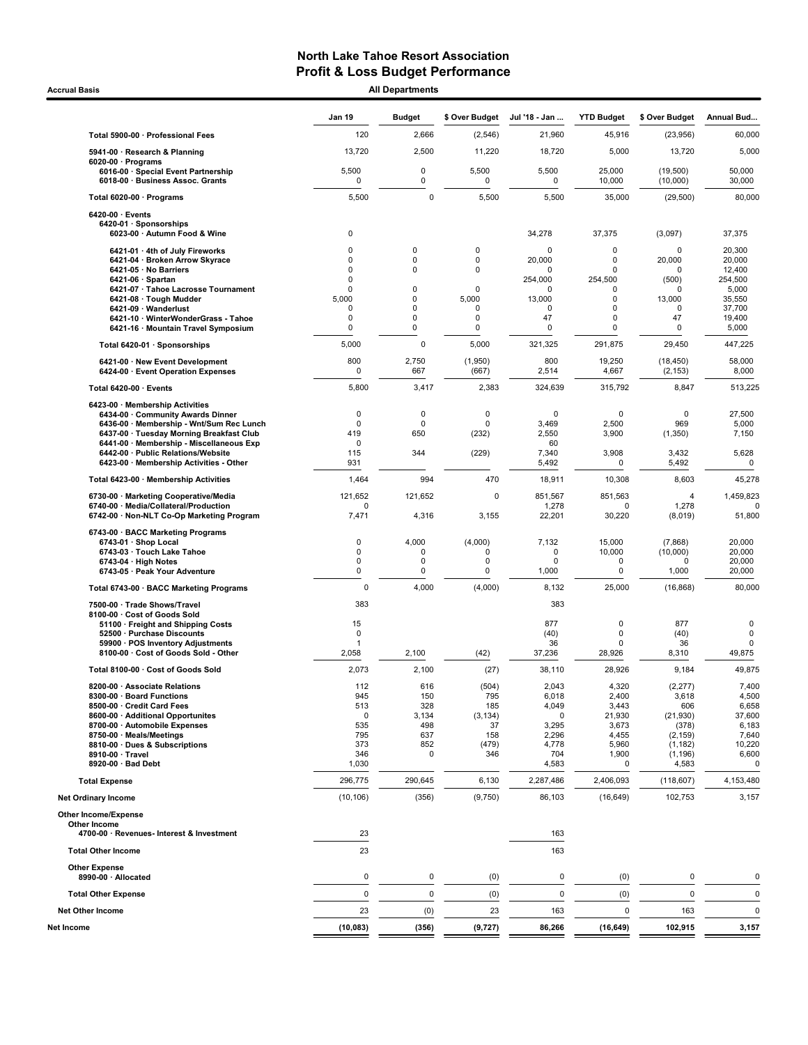# North Lake Tahoe Resort Association
## Profit & Loss Budget Performance

**Accrual Basis** — **All Departments**

| | Jan 19 | Budget | $ Over Budget | Jul '18 - Jan ... | YTD Budget | $ Over Budget | Annual Bud... |
|---|---|---|---|---|---|---|---|
| **Total 5900-00 · Professional Fees** | 120 | 2,666 | (2,546) | 21,960 | 45,916 | (23,956) | 60,000 |
| 5941-00 · Research & Planning | 13,720 | 2,500 | 11,220 | 18,720 | 5,000 | 13,720 | 5,000 |
| 6020-00 · Programs | | | | | | | |
| 6016-00 · Special Event Partnership | 5,500 | 0 | 5,500 | 5,500 | 25,000 | (19,500) | 50,000 |
| 6018-00 · Business Assoc. Grants | 0 | 0 | 0 | 0 | 10,000 | (10,000) | 30,000 |
| **Total 6020-00 · Programs** | 5,500 | 0 | 5,500 | 5,500 | 35,000 | (29,500) | 80,000 |
| 6420-00 · Events | | | | | | | |
| 6420-01 · Sponsorships | | | | | | | |
| 6023-00 · Autumn Food & Wine | 0 | | | 34,278 | 37,375 | (3,097) | 37,375 |
| 6421-01 · 4th of July Fireworks | 0 | 0 | 0 | 0 | 0 | 0 | 20,300 |
| 6421-04 · Broken Arrow Skyrace | 0 | 0 | 0 | 20,000 | 0 | 20,000 | 20,000 |
| 6421-05 · No Barriers | 0 | 0 | 0 | 0 | 0 | 0 | 12,400 |
| 6421-06 · Spartan | 0 | | | 254,000 | 254,500 | (500) | 254,500 |
| 6421-07 · Tahoe Lacrosse Tournament | 0 | 0 | 0 | 0 | 0 | 0 | 5,000 |
| 6421-08 · Tough Mudder | 5,000 | 0 | 5,000 | 13,000 | 0 | 13,000 | 35,550 |
| 6421-09 · Wanderlust | 0 | 0 | 0 | 0 | 0 | 0 | 37,700 |
| 6421-10 · WinterWonderGrass - Tahoe | 0 | 0 | 0 | 47 | 0 | 47 | 19,400 |
| 6421-16 · Mountain Travel Symposium | 0 | 0 | 0 | 0 | 0 | 0 | 5,000 |
| **Total 6420-01 · Sponsorships** | 5,000 | 0 | 5,000 | 321,325 | 291,875 | 29,450 | 447,225 |
| 6421-00 · New Event Development | 800 | 2,750 | (1,950) | 800 | 19,250 | (18,450) | 58,000 |
| 6424-00 · Event Operation Expenses | 0 | 667 | (667) | 2,514 | 4,667 | (2,153) | 8,000 |
| **Total 6420-00 · Events** | 5,800 | 3,417 | 2,383 | 324,639 | 315,792 | 8,847 | 513,225 |
| 6423-00 · Membership Activities | | | | | | | |
| 6434-00 · Community Awards Dinner | 0 | 0 | 0 | 0 | 0 | 0 | 27,500 |
| 6436-00 · Membership - Wnt/Sum Rec Lunch | 0 | 0 | 0 | 3,469 | 2,500 | 969 | 5,000 |
| 6437-00 · Tuesday Morning Breakfast Club | 419 | 650 | (232) | 2,550 | 3,900 | (1,350) | 7,150 |
| 6441-00 · Membership - Miscellaneous Exp | 0 | | | 60 | | | |
| 6442-00 · Public Relations/Website | 115 | 344 | (229) | 7,340 | 3,908 | 3,432 | 5,628 |
| 6423-00 · Membership Activities - Other | 931 | | | 5,492 | 0 | 5,492 | 0 |
| **Total 6423-00 · Membership Activities** | 1,464 | 994 | 470 | 18,911 | 10,308 | 8,603 | 45,278 |
| 6730-00 · Marketing Cooperative/Media | 121,652 | 121,652 | 0 | 851,567 | 851,563 | 4 | 1,459,823 |
| 6740-00 · Media/Collateral/Production | 0 | | | 1,278 | 0 | 1,278 | 0 |
| 6742-00 · Non-NLT Co-Op Marketing Program | 7,471 | 4,316 | 3,155 | 22,201 | 30,220 | (8,019) | 51,800 |
| 6743-00 · BACC Marketing Programs | | | | | | | |
| 6743-01 · Shop Local | 0 | 4,000 | (4,000) | 7,132 | 15,000 | (7,868) | 20,000 |
| 6743-03 · Touch Lake Tahoe | 0 | 0 | 0 | 0 | 10,000 | (10,000) | 20,000 |
| 6743-04 · High Notes | 0 | 0 | 0 | 0 | 0 | 0 | 20,000 |
| 6743-05 · Peak Your Adventure | 0 | 0 | 0 | 1,000 | 0 | 1,000 | 20,000 |
| **Total 6743-00 · BACC Marketing Programs** | 0 | 4,000 | (4,000) | 8,132 | 25,000 | (16,868) | 80,000 |
| 7500-00 · Trade Shows/Travel | 383 | | | 383 | | | |
| 8100-00 · Cost of Goods Sold | | | | | | | |
| 51100 · Freight and Shipping Costs | 15 | | | 877 | 0 | 877 | 0 |
| 52500 · Purchase Discounts | 0 | | | (40) | 0 | (40) | 0 |
| 59900 · POS Inventory Adjustments | 1 | | | 36 | 0 | 36 | 0 |
| 8100-00 · Cost of Goods Sold - Other | 2,058 | 2,100 | (42) | 37,236 | 28,926 | 8,310 | 49,875 |
| **Total 8100-00 · Cost of Goods Sold** | 2,073 | 2,100 | (27) | 38,110 | 28,926 | 9,184 | 49,875 |
| 8200-00 · Associate Relations | 112 | 616 | (504) | 2,043 | 4,320 | (2,277) | 7,400 |
| 8300-00 · Board Functions | 945 | 150 | 795 | 6,018 | 2,400 | 3,618 | 4,500 |
| 8500-00 · Credit Card Fees | 513 | 328 | 185 | 4,049 | 3,443 | 606 | 6,658 |
| 8600-00 · Additional Opportunites | 0 | 3,134 | (3,134) | 0 | 21,930 | (21,930) | 37,600 |
| 8700-00 · Automobile Expenses | 535 | 498 | 37 | 3,295 | 3,673 | (378) | 6,183 |
| 8750-00 · Meals/Meetings | 795 | 637 | 158 | 2,296 | 4,455 | (2,159) | 7,640 |
| 8810-00 · Dues & Subscriptions | 373 | 852 | (479) | 4,778 | 5,960 | (1,182) | 10,220 |
| 8910-00 · Travel | 346 | 0 | 346 | 704 | 1,900 | (1,196) | 6,600 |
| 8920-00 · Bad Debt | 1,030 | | | 4,583 | 0 | 4,583 | 0 |
| **Total Expense** | 296,775 | 290,645 | 6,130 | 2,287,486 | 2,406,093 | (118,607) | 4,153,480 |
| **Net Ordinary Income** | (10,106) | (356) | (9,750) | 86,103 | (16,649) | 102,753 | 3,157 |
| **Other Income/Expense** | | | | | | | |
| **Other Income** | | | | | | | |
| 4700-00 · Revenues- Interest & Investment | 23 | | | 163 | | | |
| **Total Other Income** | 23 | | | 163 | | | |
| **Other Expense** | | | | | | | |
| 8990-00 · Allocated | 0 | 0 | (0) | 0 | (0) | 0 | 0 |
| **Total Other Expense** | 0 | 0 | (0) | 0 | (0) | 0 | 0 |
| **Net Other Income** | 23 | (0) | 23 | 163 | 0 | 163 | 0 |
| **Net Income** | **(10,083)** | **(356)** | **(9,727)** | **86,266** | **(16,649)** | **102,915** | **3,157** |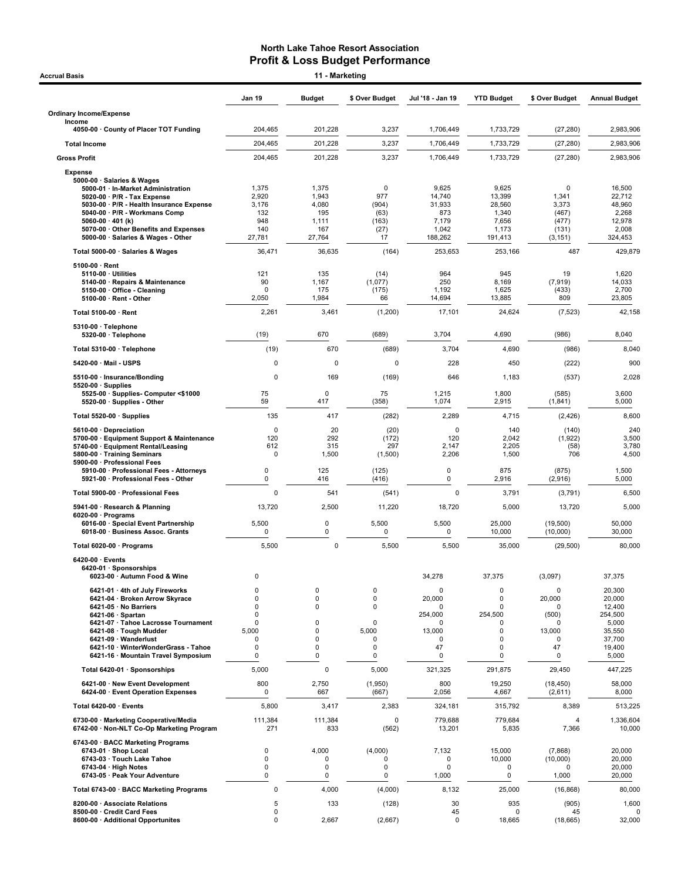# North Lake Tahoe Resort Association
## Profit & Loss Budget Performance

**Accrual Basis** — **11 - Marketing**

| | Jan 19 | Budget | $ Over Budget | Jul '18 - Jan 19 | YTD Budget | $ Over Budget | Annual Budget |
|---|---|---|---|---|---|---|---|
| **Ordinary Income/Expense** | | | | | | | |
| **Income** | | | | | | | |
| 4050-00 · County of Placer TOT Funding | 204,465 | 201,228 | 3,237 | 1,706,449 | 1,733,729 | (27,280) | 2,983,906 |
| **Total Income** | 204,465 | 201,228 | 3,237 | 1,706,449 | 1,733,729 | (27,280) | 2,983,906 |
| **Gross Profit** | 204,465 | 201,228 | 3,237 | 1,706,449 | 1,733,729 | (27,280) | 2,983,906 |
| **Expense** | | | | | | | |
| 5000-00 · Salaries & Wages | | | | | | | |
| 5000-01 · In-Market Administration | 1,375 | 1,375 | 0 | 9,625 | 9,625 | 0 | 16,500 |
| 5020-00 · P/R - Tax Expense | 2,920 | 1,943 | 977 | 14,740 | 13,399 | 1,341 | 22,712 |
| 5030-00 · P/R - Health Insurance Expense | 3,176 | 4,080 | (904) | 31,933 | 28,560 | 3,373 | 48,960 |
| 5040-00 · P/R - Workmans Comp | 132 | 195 | (63) | 873 | 1,340 | (467) | 2,268 |
| 5060-00 · 401 (k) | 948 | 1,111 | (163) | 7,179 | 7,656 | (477) | 12,978 |
| 5070-00 · Other Benefits and Expenses | 140 | 167 | (27) | 1,042 | 1,173 | (131) | 2,008 |
| 5000-00 · Salaries & Wages - Other | 27,781 | 27,764 | 17 | 188,262 | 191,413 | (3,151) | 324,453 |
| **Total 5000-00 · Salaries & Wages** | 36,471 | 36,635 | (164) | 253,653 | 253,166 | 487 | 429,879 |
| 5100-00 · Rent | | | | | | | |
| 5110-00 · Utilities | 121 | 135 | (14) | 964 | 945 | 19 | 1,620 |
| 5140-00 · Repairs & Maintenance | 90 | 1,167 | (1,077) | 250 | 8,169 | (7,919) | 14,033 |
| 5150-00 · Office - Cleaning | 0 | 175 | (175) | 1,192 | 1,625 | (433) | 2,700 |
| 5100-00 · Rent - Other | 2,050 | 1,984 | 66 | 14,694 | 13,885 | 809 | 23,805 |
| **Total 5100-00 · Rent** | 2,261 | 3,461 | (1,200) | 17,101 | 24,624 | (7,523) | 42,158 |
| 5310-00 · Telephone | | | | | | | |
| 5320-00 · Telephone | (19) | 670 | (689) | 3,704 | 4,690 | (986) | 8,040 |
| **Total 5310-00 · Telephone** | (19) | 670 | (689) | 3,704 | 4,690 | (986) | 8,040 |
| 5420-00 · Mail - USPS | 0 | 0 | 0 | 228 | 450 | (222) | 900 |
| 5510-00 · Insurance/Bonding | 0 | 169 | (169) | 646 | 1,183 | (537) | 2,028 |
| 5520-00 · Supplies | | | | | | | |
| 5525-00 · Supplies- Computer <$1000 | 75 | 0 | 75 | 1,215 | 1,800 | (585) | 3,600 |
| 5520-00 · Supplies - Other | 59 | 417 | (358) | 1,074 | 2,915 | (1,841) | 5,000 |
| **Total 5520-00 · Supplies** | 135 | 417 | (282) | 2,289 | 4,715 | (2,426) | 8,600 |
| 5610-00 · Depreciation | 0 | 20 | (20) | 0 | 140 | (140) | 240 |
| 5700-00 · Equipment Support & Maintenance | 120 | 292 | (172) | 120 | 2,042 | (1,922) | 3,500 |
| 5740-00 · Equipment Rental/Leasing | 612 | 315 | 297 | 2,147 | 2,205 | (58) | 3,780 |
| 5800-00 · Training Seminars | 0 | 1,500 | (1,500) | 2,206 | 1,500 | 706 | 4,500 |
| 5900-00 · Professional Fees | | | | | | | |
| 5910-00 · Professional Fees - Attorneys | 0 | 125 | (125) | 0 | 875 | (875) | 1,500 |
| 5921-00 · Professional Fees - Other | 0 | 416 | (416) | 0 | 2,916 | (2,916) | 5,000 |
| **Total 5900-00 · Professional Fees** | 0 | 541 | (541) | 0 | 3,791 | (3,791) | 6,500 |
| 5941-00 · Research & Planning | 13,720 | 2,500 | 11,220 | 18,720 | 5,000 | 13,720 | 5,000 |
| 6020-00 · Programs | | | | | | | |
| 6016-00 · Special Event Partnership | 5,500 | 0 | 5,500 | 5,500 | 25,000 | (19,500) | 50,000 |
| 6018-00 · Business Assoc. Grants | 0 | 0 | 0 | 0 | 10,000 | (10,000) | 30,000 |
| **Total 6020-00 · Programs** | 5,500 | 0 | 5,500 | 5,500 | 35,000 | (29,500) | 80,000 |
| 6420-00 · Events | | | | | | | |
| 6420-01 · Sponsorships | | | | | | | |
| 6023-00 · Autumn Food & Wine | 0 | | | 34,278 | 37,375 | (3,097) | 37,375 |
| 6421-01 · 4th of July Fireworks | 0 | 0 | 0 | 0 | 0 | 0 | 20,300 |
| 6421-04 · Broken Arrow Skyrace | 0 | 0 | 0 | 20,000 | 0 | 20,000 | 20,000 |
| 6421-05 · No Barriers | 0 | 0 | 0 | 0 | 0 | 0 | 12,400 |
| 6421-06 · Spartan | 0 | | | 254,000 | 254,500 | (500) | 254,500 |
| 6421-07 · Tahoe Lacrosse Tournament | 0 | 0 | 0 | 0 | 0 | 0 | 5,000 |
| 6421-08 · Tough Mudder | 5,000 | 0 | 5,000 | 13,000 | 0 | 13,000 | 35,550 |
| 6421-09 · Wanderlust | 0 | 0 | 0 | 0 | 0 | 0 | 37,700 |
| 6421-10 · WinterWonderGrass - Tahoe | 0 | 0 | 0 | 47 | 0 | 47 | 19,400 |
| 6421-16 · Mountain Travel Symposium | 0 | 0 | 0 | 0 | 0 | 0 | 5,000 |
| **Total 6420-01 · Sponsorships** | 5,000 | 0 | 5,000 | 321,325 | 291,875 | 29,450 | 447,225 |
| 6421-00 · New Event Development | 800 | 2,750 | (1,950) | 800 | 19,250 | (18,450) | 58,000 |
| 6424-00 · Event Operation Expenses | 0 | 667 | (667) | 2,056 | 4,667 | (2,611) | 8,000 |
| **Total 6420-00 · Events** | 5,800 | 3,417 | 2,383 | 324,181 | 315,792 | 8,389 | 513,225 |
| 6730-00 · Marketing Cooperative/Media | 111,384 | 111,384 | 0 | 779,688 | 779,684 | 4 | 1,336,604 |
| 6742-00 · Non-NLT Co-Op Marketing Program | 271 | 833 | (562) | 13,201 | 5,835 | 7,366 | 10,000 |
| 6743-00 · BACC Marketing Programs | | | | | | | |
| 6743-01 · Shop Local | 0 | 4,000 | (4,000) | 7,132 | 15,000 | (7,868) | 20,000 |
| 6743-03 · Touch Lake Tahoe | 0 | 0 | 0 | 0 | 10,000 | (10,000) | 20,000 |
| 6743-04 · High Notes | 0 | 0 | 0 | 0 | 0 | 0 | 20,000 |
| 6743-05 · Peak Your Adventure | 0 | 0 | 0 | 1,000 | 0 | 1,000 | 20,000 |
| **Total 6743-00 · BACC Marketing Programs** | 0 | 4,000 | (4,000) | 8,132 | 25,000 | (16,868) | 80,000 |
| 8200-00 · Associate Relations | 5 | 133 | (128) | 30 | 935 | (905) | 1,600 |
| 8500-00 · Credit Card Fees | 0 | | | 45 | 0 | 45 | 0 |
| 8600-00 · Additional Opportunites | 0 | 2,667 | (2,667) | 0 | 18,665 | (18,665) | 32,000 |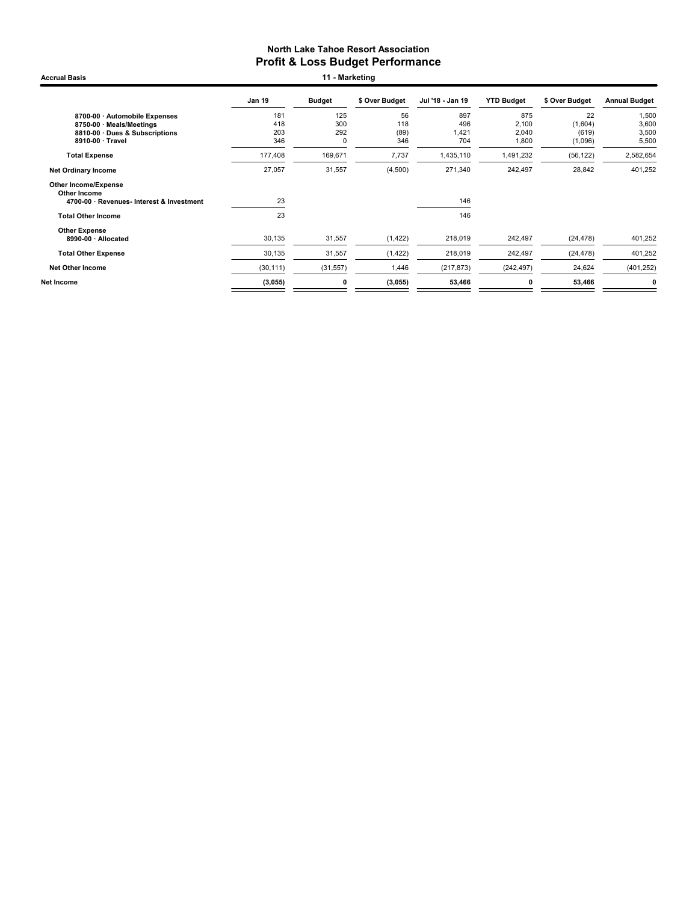## North Lake Tahoe Resort Association
## Profit & Loss Budget Performance

**Accrual Basis** — **11 - Marketing**

| | Jan 19 | Budget | $ Over Budget | Jul '18 - Jan 19 | YTD Budget | $ Over Budget | Annual Budget |
|---|---|---|---|---|---|---|---|
| 8700-00 · Automobile Expenses | 181 | 125 | 56 | 897 | 875 | 22 | 1,500 |
| 8750-00 · Meals/Meetings | 418 | 300 | 118 | 496 | 2,100 | (1,604) | 3,600 |
| 8810-00 · Dues & Subscriptions | 203 | 292 | (89) | 1,421 | 2,040 | (619) | 3,500 |
| 8910-00 · Travel | 346 | 0 | 346 | 704 | 1,800 | (1,096) | 5,500 |
| **Total Expense** | 177,408 | 169,671 | 7,737 | 1,435,110 | 1,491,232 | (56,122) | 2,582,654 |
| **Net Ordinary Income** | 27,057 | 31,557 | (4,500) | 271,340 | 242,497 | 28,842 | 401,252 |
| **Other Income/Expense** | | | | | | | |
| **Other Income** | | | | | | | |
| 4700-00 · Revenues- Interest & Investment | 23 | | | 146 | | | |
| **Total Other Income** | 23 | | | 146 | | | |
| **Other Expense** | | | | | | | |
| 8990-00 · Allocated | 30,135 | 31,557 | (1,422) | 218,019 | 242,497 | (24,478) | 401,252 |
| **Total Other Expense** | 30,135 | 31,557 | (1,422) | 218,019 | 242,497 | (24,478) | 401,252 |
| **Net Other Income** | (30,111) | (31,557) | 1,446 | (217,873) | (242,497) | 24,624 | (401,252) |
| **Net Income** | **(3,055)** | **0** | **(3,055)** | **53,466** | **0** | **53,466** | **0** |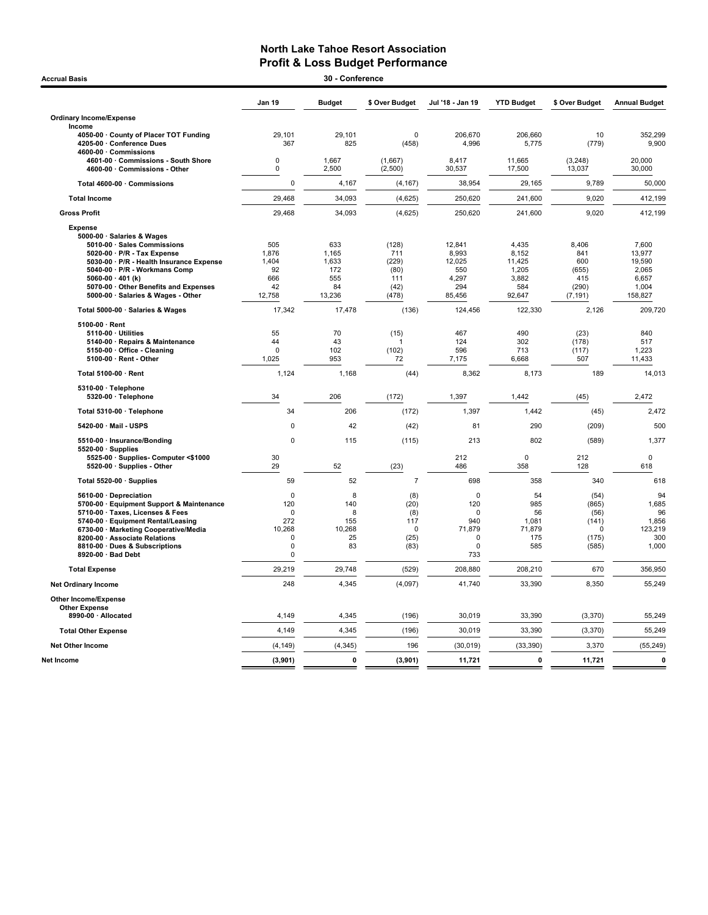# North Lake Tahoe Resort Association
## Profit & Loss Budget Performance

**Accrual Basis** — **30 - Conference**

| | Jan 19 | Budget | $ Over Budget | Jul '18 - Jan 19 | YTD Budget | $ Over Budget | Annual Budget |
|---|---|---|---|---|---|---|---|
| **Ordinary Income/Expense** | | | | | | | |
| **Income** | | | | | | | |
| 4050-00 · County of Placer TOT Funding | 29,101 | 29,101 | 0 | 206,670 | 206,660 | 10 | 352,299 |
| 4205-00 · Conference Dues | 367 | 825 | (458) | 4,996 | 5,775 | (779) | 9,900 |
| 4600-00 · Commissions | | | | | | | |
| 4601-00 · Commissions - South Shore | 0 | 1,667 | (1,667) | 8,417 | 11,665 | (3,248) | 20,000 |
| 4600-00 · Commissions - Other | 0 | 2,500 | (2,500) | 30,537 | 17,500 | 13,037 | 30,000 |
| **Total 4600-00 · Commissions** | 0 | 4,167 | (4,167) | 38,954 | 29,165 | 9,789 | 50,000 |
| **Total Income** | 29,468 | 34,093 | (4,625) | 250,620 | 241,600 | 9,020 | 412,199 |
| **Gross Profit** | 29,468 | 34,093 | (4,625) | 250,620 | 241,600 | 9,020 | 412,199 |
| **Expense** | | | | | | | |
| 5000-00 · Salaries & Wages | | | | | | | |
| 5010-00 · Sales Commissions | 505 | 633 | (128) | 12,841 | 4,435 | 8,406 | 7,600 |
| 5020-00 · P/R - Tax Expense | 1,876 | 1,165 | 711 | 8,993 | 8,152 | 841 | 13,977 |
| 5030-00 · P/R - Health Insurance Expense | 1,404 | 1,633 | (229) | 12,025 | 11,425 | 600 | 19,590 |
| 5040-00 · P/R - Workmans Comp | 92 | 172 | (80) | 550 | 1,205 | (655) | 2,065 |
| 5060-00 · 401 (k) | 666 | 555 | 111 | 4,297 | 3,882 | 415 | 6,657 |
| 5070-00 · Other Benefits and Expenses | 42 | 84 | (42) | 294 | 584 | (290) | 1,004 |
| 5000-00 · Salaries & Wages - Other | 12,758 | 13,236 | (478) | 85,456 | 92,647 | (7,191) | 158,827 |
| **Total 5000-00 · Salaries & Wages** | 17,342 | 17,478 | (136) | 124,456 | 122,330 | 2,126 | 209,720 |
| 5100-00 · Rent | | | | | | | |
| 5110-00 · Utilities | 55 | 70 | (15) | 467 | 490 | (23) | 840 |
| 5140-00 · Repairs & Maintenance | 44 | 43 | 1 | 124 | 302 | (178) | 517 |
| 5150-00 · Office - Cleaning | 0 | 102 | (102) | 596 | 713 | (117) | 1,223 |
| 5100-00 · Rent - Other | 1,025 | 953 | 72 | 7,175 | 6,668 | 507 | 11,433 |
| **Total 5100-00 · Rent** | 1,124 | 1,168 | (44) | 8,362 | 8,173 | 189 | 14,013 |
| 5310-00 · Telephone | | | | | | | |
| 5320-00 · Telephone | 34 | 206 | (172) | 1,397 | 1,442 | (45) | 2,472 |
| **Total 5310-00 · Telephone** | 34 | 206 | (172) | 1,397 | 1,442 | (45) | 2,472 |
| 5420-00 · Mail - USPS | 0 | 42 | (42) | 81 | 290 | (209) | 500 |
| 5510-00 · Insurance/Bonding | 0 | 115 | (115) | 213 | 802 | (589) | 1,377 |
| 5520-00 · Supplies | | | | | | | |
| 5525-00 · Supplies- Computer <$1000 | 30 | | | 212 | 0 | 212 | 0 |
| 5520-00 · Supplies - Other | 29 | 52 | (23) | 486 | 358 | 128 | 618 |
| **Total 5520-00 · Supplies** | 59 | 52 | 7 | 698 | 358 | 340 | 618 |
| 5610-00 · Depreciation | 0 | 8 | (8) | 0 | 54 | (54) | 94 |
| 5700-00 · Equipment Support & Maintenance | 120 | 140 | (20) | 120 | 985 | (865) | 1,685 |
| 5710-00 · Taxes, Licenses & Fees | 0 | 8 | (8) | 0 | 56 | (56) | 96 |
| 5740-00 · Equipment Rental/Leasing | 272 | 155 | 117 | 940 | 1,081 | (141) | 1,856 |
| 6730-00 · Marketing Cooperative/Media | 10,268 | 10,268 | 0 | 71,879 | 71,879 | 0 | 123,219 |
| 8200-00 · Associate Relations | 0 | 25 | (25) | 0 | 175 | (175) | 300 |
| 8810-00 · Dues & Subscriptions | 0 | 83 | (83) | 0 | 585 | (585) | 1,000 |
| 8920-00 · Bad Debt | 0 | | | 733 | | | |
| **Total Expense** | 29,219 | 29,748 | (529) | 208,880 | 208,210 | 670 | 356,950 |
| **Net Ordinary Income** | 248 | 4,345 | (4,097) | 41,740 | 33,390 | 8,350 | 55,249 |
| **Other Income/Expense** | | | | | | | |
| **Other Expense** | | | | | | | |
| 8990-00 · Allocated | 4,149 | 4,345 | (196) | 30,019 | 33,390 | (3,370) | 55,249 |
| **Total Other Expense** | 4,149 | 4,345 | (196) | 30,019 | 33,390 | (3,370) | 55,249 |
| **Net Other Income** | (4,149) | (4,345) | 196 | (30,019) | (33,390) | 3,370 | (55,249) |
| **Net Income** | **(3,901)** | **0** | **(3,901)** | **11,721** | **0** | **11,721** | **0** |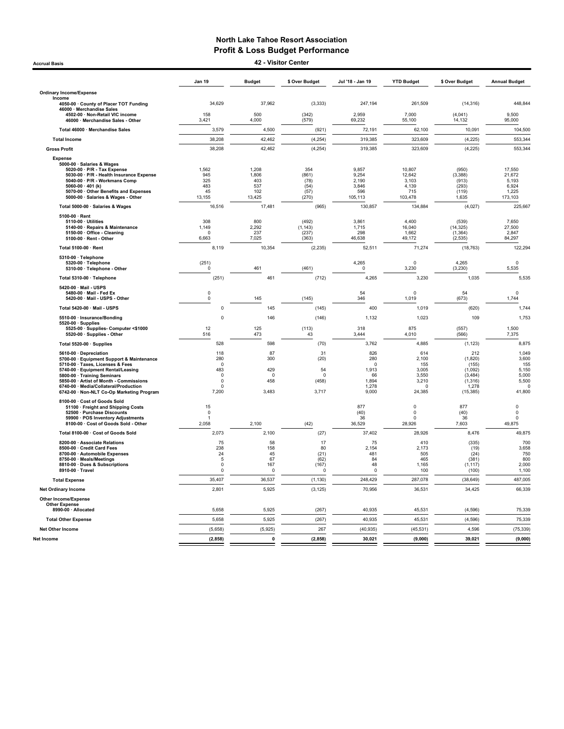# North Lake Tahoe Resort Association
## Profit & Loss Budget Performance
### 42 - Visitor Center

Accrual Basis

| | Jan 19 | Budget | $ Over Budget | Jul '18 - Jan 19 | YTD Budget | $ Over Budget | Annual Budget |
|---|---|---|---|---|---|---|---|
| **Ordinary Income/Expense** | | | | | | | |
| **Income** | | | | | | | |
| 4050-00 · County of Placer TOT Funding | 34,629 | 37,962 | (3,333) | 247,194 | 261,509 | (14,316) | 448,844 |
| 46000 · Merchandise Sales | | | | | | | |
| 4502-00 · Non-Retail VIC income | 158 | 500 | (342) | 2,959 | 7,000 | (4,041) | 9,500 |
| 46000 · Merchandise Sales - Other | 3,421 | 4,000 | (579) | 69,232 | 55,100 | 14,132 | 95,000 |
| Total 46000 · Merchandise Sales | 3,579 | 4,500 | (921) | 72,191 | 62,100 | 10,091 | 104,500 |
| Total Income | 38,208 | 42,462 | (4,254) | 319,385 | 323,609 | (4,225) | 553,344 |
| Gross Profit | 38,208 | 42,462 | (4,254) | 319,385 | 323,609 | (4,225) | 553,344 |
| **Expense** | | | | | | | |
| 5000-00 · Salaries & Wages | | | | | | | |
| 5020-00 · P/R - Tax Expense | 1,562 | 1,208 | 354 | 9,857 | 10,807 | (950) | 17,550 |
| 5030-00 · P/R - Health Insurance Expense | 945 | 1,806 | (861) | 9,254 | 12,642 | (3,388) | 21,672 |
| 5040-00 · P/R - Workmans Comp | 325 | 403 | (78) | 2,190 | 3,103 | (913) | 5,193 |
| 5060-00 · 401 (k) | 483 | 537 | (54) | 3,846 | 4,139 | (293) | 6,924 |
| 5070-00 · Other Benefits and Expenses | 45 | 102 | (57) | 596 | 715 | (119) | 1,225 |
| 5000-00 · Salaries & Wages - Other | 13,155 | 13,425 | (270) | 105,113 | 103,478 | 1,635 | 173,103 |
| Total 5000-00 · Salaries & Wages | 16,516 | 17,481 | (965) | 130,857 | 134,884 | (4,027) | 225,667 |
| 5100-00 · Rent | | | | | | | |
| 5110-00 · Utilities | 308 | 800 | (492) | 3,861 | 4,400 | (539) | 7,650 |
| 5140-00 · Repairs & Maintenance | 1,149 | 2,292 | (1,143) | 1,715 | 16,040 | (14,325) | 27,500 |
| 5150-00 · Office - Cleaning | 0 | 237 | (237) | 298 | 1,662 | (1,364) | 2,847 |
| 5100-00 · Rent - Other | 6,663 | 7,025 | (363) | 46,638 | 49,172 | (2,535) | 84,297 |
| Total 5100-00 · Rent | 8,119 | 10,354 | (2,235) | 52,511 | 71,274 | (18,763) | 122,294 |
| 5310-00 · Telephone | | | | | | | |
| 5320-00 · Telephone | (251) | | | 4,265 | 0 | 4,265 | 0 |
| 5310-00 · Telephone - Other | 0 | 461 | (461) | 0 | 3,230 | (3,230) | 5,535 |
| Total 5310-00 · Telephone | (251) | 461 | (712) | 4,265 | 3,230 | 1,035 | 5,535 |
| 5420-00 · Mail - USPS | | | | | | | |
| 5480-00 · Mail - Fed Ex | 0 | | | 54 | 0 | 54 | 0 |
| 5420-00 · Mail - USPS - Other | 0 | 145 | (145) | 346 | 1,019 | (673) | 1,744 |
| Total 5420-00 · Mail - USPS | 0 | 145 | (145) | 400 | 1,019 | (620) | 1,744 |
| 5510-00 · Insurance/Bonding | 0 | 146 | (146) | 1,132 | 1,023 | 109 | 1,753 |
| 5520-00 · Supplies | | | | | | | |
| 5525-00 · Supplies- Computer <$1000 | 12 | 125 | (113) | 318 | 875 | (557) | 1,500 |
| 5520-00 · Supplies - Other | 516 | 473 | 43 | 3,444 | 4,010 | (566) | 7,375 |
| Total 5520-00 · Supplies | 528 | 598 | (70) | 3,762 | 4,885 | (1,123) | 8,875 |
| 5610-00 · Depreciation | 118 | 87 | 31 | 826 | 614 | 212 | 1,049 |
| 5700-00 · Equipment Support & Maintenance | 280 | 300 | (20) | 280 | 2,100 | (1,820) | 3,600 |
| 5710-00 · Taxes, Licenses & Fees | 0 | | | 0 | 155 | (155) | 155 |
| 5740-00 · Equipment Rental/Leasing | 483 | 429 | 54 | 1,913 | 3,005 | (1,092) | 5,150 |
| 5800-00 · Training Seminars | 0 | 0 | 0 | 66 | 3,550 | (3,484) | 5,000 |
| 5850-00 · Artist of Month - Commissions | 0 | 458 | (458) | 1,894 | 3,210 | (1,316) | 5,500 |
| 6740-00 · Media/Collateral/Production | 0 | | | 1,278 | 0 | 1,278 | 0 |
| 6742-00 · Non-NLT Co-Op Marketing Program | 7,200 | 3,483 | 3,717 | 9,000 | 24,385 | (15,385) | 41,800 |
| 8100-00 · Cost of Goods Sold | | | | | | | |
| 51100 · Freight and Shipping Costs | 15 | | | 877 | 0 | 877 | 0 |
| 52500 · Purchase Discounts | 0 | | | (40) | 0 | (40) | 0 |
| 59900 · POS Inventory Adjustments | 1 | | | 36 | 0 | 36 | 0 |
| 8100-00 · Cost of Goods Sold - Other | 2,058 | 2,100 | (42) | 36,529 | 28,926 | 7,603 | 49,875 |
| Total 8100-00 · Cost of Goods Sold | 2,073 | 2,100 | (27) | 37,402 | 28,926 | 8,476 | 49,875 |
| 8200-00 · Associate Relations | 75 | 58 | 17 | 75 | 410 | (335) | 700 |
| 8500-00 · Credit Card Fees | 238 | 158 | 80 | 2,154 | 2,173 | (19) | 3,658 |
| 8700-00 · Automobile Expenses | 24 | 45 | (21) | 481 | 505 | (24) | 750 |
| 8750-00 · Meals/Meetings | 5 | 67 | (62) | 84 | 465 | (381) | 800 |
| 8810-00 · Dues & Subscriptions | 0 | 167 | (167) | 48 | 1,165 | (1,117) | 2,000 |
| 8910-00 · Travel | 0 | 0 | 0 | 0 | 100 | (100) | 1,100 |
| Total Expense | 35,407 | 36,537 | (1,130) | 248,429 | 287,078 | (38,649) | 487,005 |
| Net Ordinary Income | 2,801 | 5,925 | (3,125) | 70,956 | 36,531 | 34,425 | 66,339 |
| **Other Income/Expense** | | | | | | | |
| **Other Expense** | | | | | | | |
| 8990-00 · Allocated | 5,658 | 5,925 | (267) | 40,935 | 45,531 | (4,596) | 75,339 |
| Total Other Expense | 5,658 | 5,925 | (267) | 40,935 | 45,531 | (4,596) | 75,339 |
| Net Other Income | (5,658) | (5,925) | 267 | (40,935) | (45,531) | 4,596 | (75,339) |
| **Net Income** | **(2,858)** | **0** | **(2,858)** | **30,021** | **(9,000)** | **39,021** | **(9,000)** |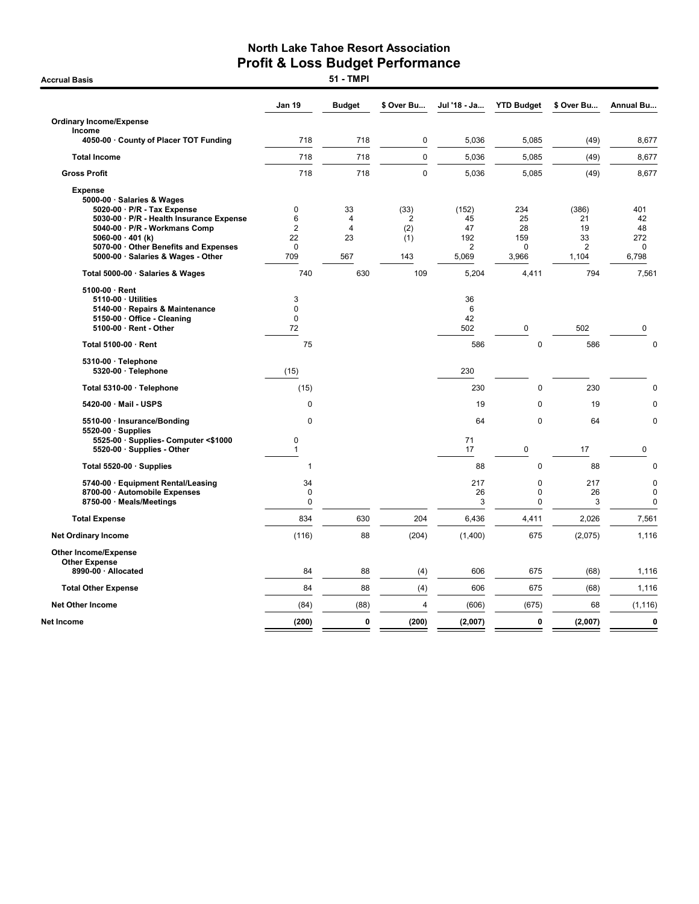# North Lake Tahoe Resort Association
## Profit & Loss Budget Performance

**Accrual Basis** — **51 - TMPI**

| | Jan 19 | Budget | $ Over Bu... | Jul '18 - Ja... | YTD Budget | $ Over Bu... | Annual Bu... |
|---|---|---|---|---|---|---|---|
| **Ordinary Income/Expense** | | | | | | | |
| **Income** | | | | | | | |
| **4050-00 · County of Placer TOT Funding** | 718 | 718 | 0 | 5,036 | 5,085 | (49) | 8,677 |
| **Total Income** | 718 | 718 | 0 | 5,036 | 5,085 | (49) | 8,677 |
| **Gross Profit** | 718 | 718 | 0 | 5,036 | 5,085 | (49) | 8,677 |
| **Expense** | | | | | | | |
| **5000-00 · Salaries & Wages** | | | | | | | |
| **5020-00 · P/R - Tax Expense** | 0 | 33 | (33) | (152) | 234 | (386) | 401 |
| **5030-00 · P/R - Health Insurance Expense** | 6 | 4 | 2 | 45 | 25 | 21 | 42 |
| **5040-00 · P/R - Workmans Comp** | 2 | 4 | (2) | 47 | 28 | 19 | 48 |
| **5060-00 · 401 (k)** | 22 | 23 | (1) | 192 | 159 | 33 | 272 |
| **5070-00 · Other Benefits and Expenses** | 0 | | | 2 | 0 | 2 | 0 |
| **5000-00 · Salaries & Wages - Other** | 709 | 567 | 143 | 5,069 | 3,966 | 1,104 | 6,798 |
| **Total 5000-00 · Salaries & Wages** | 740 | 630 | 109 | 5,204 | 4,411 | 794 | 7,561 |
| **5100-00 · Rent** | | | | | | | |
| **5110-00 · Utilities** | 3 | | | 36 | | | |
| **5140-00 · Repairs & Maintenance** | 0 | | | 6 | | | |
| **5150-00 · Office - Cleaning** | 0 | | | 42 | | | |
| **5100-00 · Rent - Other** | 72 | | | 502 | 0 | 502 | 0 |
| **Total 5100-00 · Rent** | 75 | | | 586 | 0 | 586 | 0 |
| **5310-00 · Telephone** | | | | | | | |
| **5320-00 · Telephone** | (15) | | | 230 | | | |
| **Total 5310-00 · Telephone** | (15) | | | 230 | 0 | 230 | 0 |
| **5420-00 · Mail - USPS** | 0 | | | 19 | 0 | 19 | 0 |
| **5510-00 · Insurance/Bonding** | 0 | | | 64 | 0 | 64 | 0 |
| **5520-00 · Supplies** | | | | | | | |
| **5525-00 · Supplies- Computer <$1000** | 0 | | | 71 | | | |
| **5520-00 · Supplies - Other** | 1 | | | 17 | 0 | 17 | 0 |
| **Total 5520-00 · Supplies** | 1 | | | 88 | 0 | 88 | 0 |
| **5740-00 · Equipment Rental/Leasing** | 34 | | | 217 | 0 | 217 | 0 |
| **8700-00 · Automobile Expenses** | 0 | | | 26 | 0 | 26 | 0 |
| **8750-00 · Meals/Meetings** | 0 | | | 3 | 0 | 3 | 0 |
| **Total Expense** | 834 | 630 | 204 | 6,436 | 4,411 | 2,026 | 7,561 |
| **Net Ordinary Income** | (116) | 88 | (204) | (1,400) | 675 | (2,075) | 1,116 |
| **Other Income/Expense** | | | | | | | |
| **Other Expense** | | | | | | | |
| **8990-00 · Allocated** | 84 | 88 | (4) | 606 | 675 | (68) | 1,116 |
| **Total Other Expense** | 84 | 88 | (4) | 606 | 675 | (68) | 1,116 |
| **Net Other Income** | (84) | (88) | 4 | (606) | (675) | 68 | (1,116) |
| **Net Income** | **(200)** | **0** | **(200)** | **(2,007)** | **0** | **(2,007)** | **0** |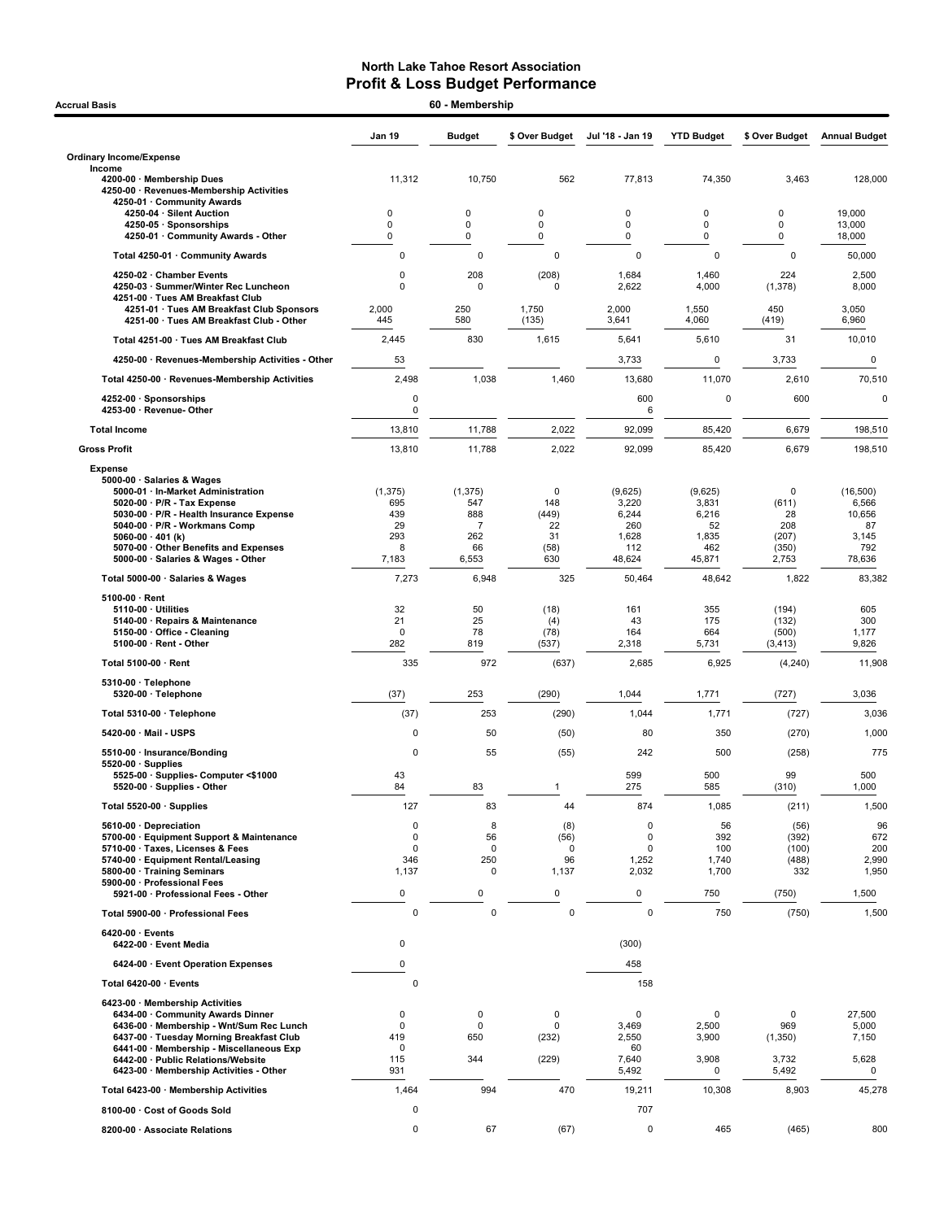# North Lake Tahoe Resort Association
## Profit & Loss Budget Performance

Accrual Basis — 60 - Membership

| | Jan 19 | Budget | $ Over Budget | Jul '18 - Jan 19 | YTD Budget | $ Over Budget | Annual Budget |
|---|---|---|---|---|---|---|---|
| **Ordinary Income/Expense** | | | | | | | |
| **Income** | | | | | | | |
| 4200-00 · Membership Dues | 11,312 | 10,750 | 562 | 77,813 | 74,350 | 3,463 | 128,000 |
| 4250-00 · Revenues-Membership Activities | | | | | | | |
| 4250-01 · Community Awards | | | | | | | |
| 4250-04 · Silent Auction | 0 | 0 | 0 | 0 | 0 | 0 | 19,000 |
| 4250-05 · Sponsorships | 0 | 0 | 0 | 0 | 0 | 0 | 13,000 |
| 4250-01 · Community Awards - Other | 0 | 0 | 0 | 0 | 0 | 0 | 18,000 |
| Total 4250-01 · Community Awards | 0 | 0 | 0 | 0 | 0 | 0 | 50,000 |
| 4250-02 · Chamber Events | 0 | 208 | (208) | 1,684 | 1,460 | 224 | 2,500 |
| 4250-03 · Summer/Winter Rec Luncheon | 0 | 0 | 0 | 2,622 | 4,000 | (1,378) | 8,000 |
| 4251-00 · Tues AM Breakfast Club | | | | | | | |
| 4251-01 · Tues AM Breakfast Club Sponsors | 2,000 | 250 | 1,750 | 2,000 | 1,550 | 450 | 3,050 |
| 4251-00 · Tues AM Breakfast Club - Other | 445 | 580 | (135) | 3,641 | 4,060 | (419) | 6,960 |
| Total 4251-00 · Tues AM Breakfast Club | 2,445 | 830 | 1,615 | 5,641 | 5,610 | 31 | 10,010 |
| 4250-00 · Revenues-Membership Activities - Other | 53 | | | 3,733 | 0 | 3,733 | 0 |
| Total 4250-00 · Revenues-Membership Activities | 2,498 | 1,038 | 1,460 | 13,680 | 11,070 | 2,610 | 70,510 |
| 4252-00 · Sponsorships | 0 | | | 600 | 0 | 600 | 0 |
| 4253-00 · Revenue- Other | 0 | | | 6 | | | |
| **Total Income** | 13,810 | 11,788 | 2,022 | 92,099 | 85,420 | 6,679 | 198,510 |
| **Gross Profit** | 13,810 | 11,788 | 2,022 | 92,099 | 85,420 | 6,679 | 198,510 |
| **Expense** | | | | | | | |
| 5000-00 · Salaries & Wages | | | | | | | |
| 5000-01 · In-Market Administration | (1,375) | (1,375) | 0 | (9,625) | (9,625) | 0 | (16,500) |
| 5020-00 · P/R - Tax Expense | 695 | 547 | 148 | 3,220 | 3,831 | (611) | 6,566 |
| 5030-00 · P/R - Health Insurance Expense | 439 | 888 | (449) | 6,244 | 6,216 | 28 | 10,656 |
| 5040-00 · P/R - Workmans Comp | 29 | 7 | 22 | 260 | 52 | 208 | 87 |
| 5060-00 · 401 (k) | 293 | 262 | 31 | 1,628 | 1,835 | (207) | 3,145 |
| 5070-00 · Other Benefits and Expenses | 8 | 66 | (58) | 112 | 462 | (350) | 792 |
| 5000-00 · Salaries & Wages - Other | 7,183 | 6,553 | 630 | 48,624 | 45,871 | 2,753 | 78,636 |
| Total 5000-00 · Salaries & Wages | 7,273 | 6,948 | 325 | 50,464 | 48,642 | 1,822 | 83,382 |
| 5100-00 · Rent | | | | | | | |
| 5110-00 · Utilities | 32 | 50 | (18) | 161 | 355 | (194) | 605 |
| 5140-00 · Repairs & Maintenance | 21 | 25 | (4) | 43 | 175 | (132) | 300 |
| 5150-00 · Office - Cleaning | 0 | 78 | (78) | 164 | 664 | (500) | 1,177 |
| 5100-00 · Rent - Other | 282 | 819 | (537) | 2,318 | 5,731 | (3,413) | 9,826 |
| Total 5100-00 · Rent | 335 | 972 | (637) | 2,685 | 6,925 | (4,240) | 11,908 |
| 5310-00 · Telephone | | | | | | | |
| 5320-00 · Telephone | (37) | 253 | (290) | 1,044 | 1,771 | (727) | 3,036 |
| Total 5310-00 · Telephone | (37) | 253 | (290) | 1,044 | 1,771 | (727) | 3,036 |
| 5420-00 · Mail - USPS | 0 | 50 | (50) | 80 | 350 | (270) | 1,000 |
| 5510-00 · Insurance/Bonding | 0 | 55 | (55) | 242 | 500 | (258) | 775 |
| 5520-00 · Supplies | | | | | | | |
| 5525-00 · Supplies- Computer <$1000 | 43 | | | 599 | 500 | 99 | 500 |
| 5520-00 · Supplies - Other | 84 | 83 | 1 | 275 | 585 | (310) | 1,000 |
| Total 5520-00 · Supplies | 127 | 83 | 44 | 874 | 1,085 | (211) | 1,500 |
| 5610-00 · Depreciation | 0 | 8 | (8) | 0 | 56 | (56) | 96 |
| 5700-00 · Equipment Support & Maintenance | 0 | 56 | (56) | 0 | 392 | (392) | 672 |
| 5710-00 · Taxes, Licenses & Fees | 0 | 0 | 0 | 0 | 100 | (100) | 200 |
| 5740-00 · Equipment Rental/Leasing | 346 | 250 | 96 | 1,252 | 1,740 | (488) | 2,990 |
| 5800-00 · Training Seminars | 1,137 | 0 | 1,137 | 2,032 | 1,700 | 332 | 1,950 |
| 5900-00 · Professional Fees | | | | | | | |
| 5921-00 · Professional Fees - Other | 0 | 0 | 0 | 0 | 750 | (750) | 1,500 |
| Total 5900-00 · Professional Fees | 0 | 0 | 0 | 0 | 750 | (750) | 1,500 |
| 6420-00 · Events | | | | | | | |
| 6422-00 · Event Media | 0 | | | (300) | | | |
| 6424-00 · Event Operation Expenses | 0 | | | 458 | | | |
| Total 6420-00 · Events | 0 | | | 158 | | | |
| 6423-00 · Membership Activities | | | | | | | |
| 6434-00 · Community Awards Dinner | 0 | 0 | 0 | 0 | 0 | 0 | 27,500 |
| 6436-00 · Membership - Wnt/Sum Rec Lunch | 0 | 0 | 0 | 3,469 | 2,500 | 969 | 5,000 |
| 6437-00 · Tuesday Morning Breakfast Club | 419 | 650 | (232) | 2,550 | 3,900 | (1,350) | 7,150 |
| 6441-00 · Membership - Miscellaneous Exp | 0 | | | 60 | | | |
| 6442-00 · Public Relations/Website | 115 | 344 | (229) | 7,640 | 3,908 | 3,732 | 5,628 |
| 6423-00 · Membership Activities - Other | 931 | | | 5,492 | 0 | 5,492 | 0 |
| Total 6423-00 · Membership Activities | 1,464 | 994 | 470 | 19,211 | 10,308 | 8,903 | 45,278 |
| 8100-00 · Cost of Goods Sold | 0 | | | 707 | | | |
| 8200-00 · Associate Relations | 0 | 67 | (67) | 0 | 465 | (465) | 800 |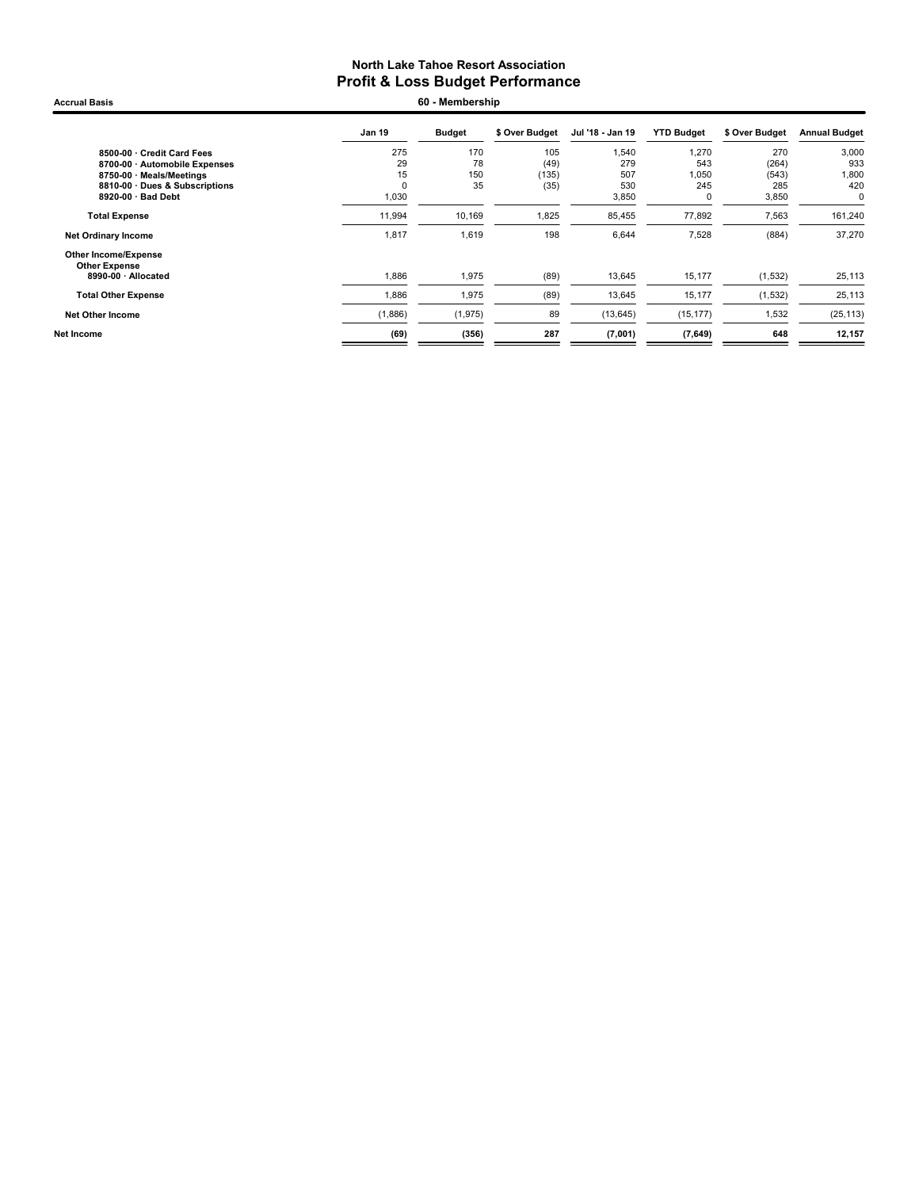# North Lake Tahoe Resort Association

## Profit & Loss Budget Performance

**Accrual Basis** — **60 - Membership**

| | Jan 19 | Budget | $ Over Budget | Jul '18 - Jan 19 | YTD Budget | $ Over Budget | Annual Budget |
|---|---|---|---|---|---|---|---|
| 8500-00 · Credit Card Fees | 275 | 170 | 105 | 1,540 | 1,270 | 270 | 3,000 |
| 8700-00 · Automobile Expenses | 29 | 78 | (49) | 279 | 543 | (264) | 933 |
| 8750-00 · Meals/Meetings | 15 | 150 | (135) | 507 | 1,050 | (543) | 1,800 |
| 8810-00 · Dues & Subscriptions | 0 | 35 | (35) | 530 | 245 | 285 | 420 |
| 8920-00 · Bad Debt | 1,030 | | | 3,850 | 0 | 3,850 | 0 |
| **Total Expense** | 11,994 | 10,169 | 1,825 | 85,455 | 77,892 | 7,563 | 161,240 |
| **Net Ordinary Income** | 1,817 | 1,619 | 198 | 6,644 | 7,528 | (884) | 37,270 |
| **Other Income/Expense** | | | | | | | |
| **Other Expense** | | | | | | | |
| 8990-00 · Allocated | 1,886 | 1,975 | (89) | 13,645 | 15,177 | (1,532) | 25,113 |
| **Total Other Expense** | 1,886 | 1,975 | (89) | 13,645 | 15,177 | (1,532) | 25,113 |
| **Net Other Income** | (1,886) | (1,975) | 89 | (13,645) | (15,177) | 1,532 | (25,113) |
| **Net Income** | **(69)** | **(356)** | **287** | **(7,001)** | **(7,649)** | **648** | **12,157** |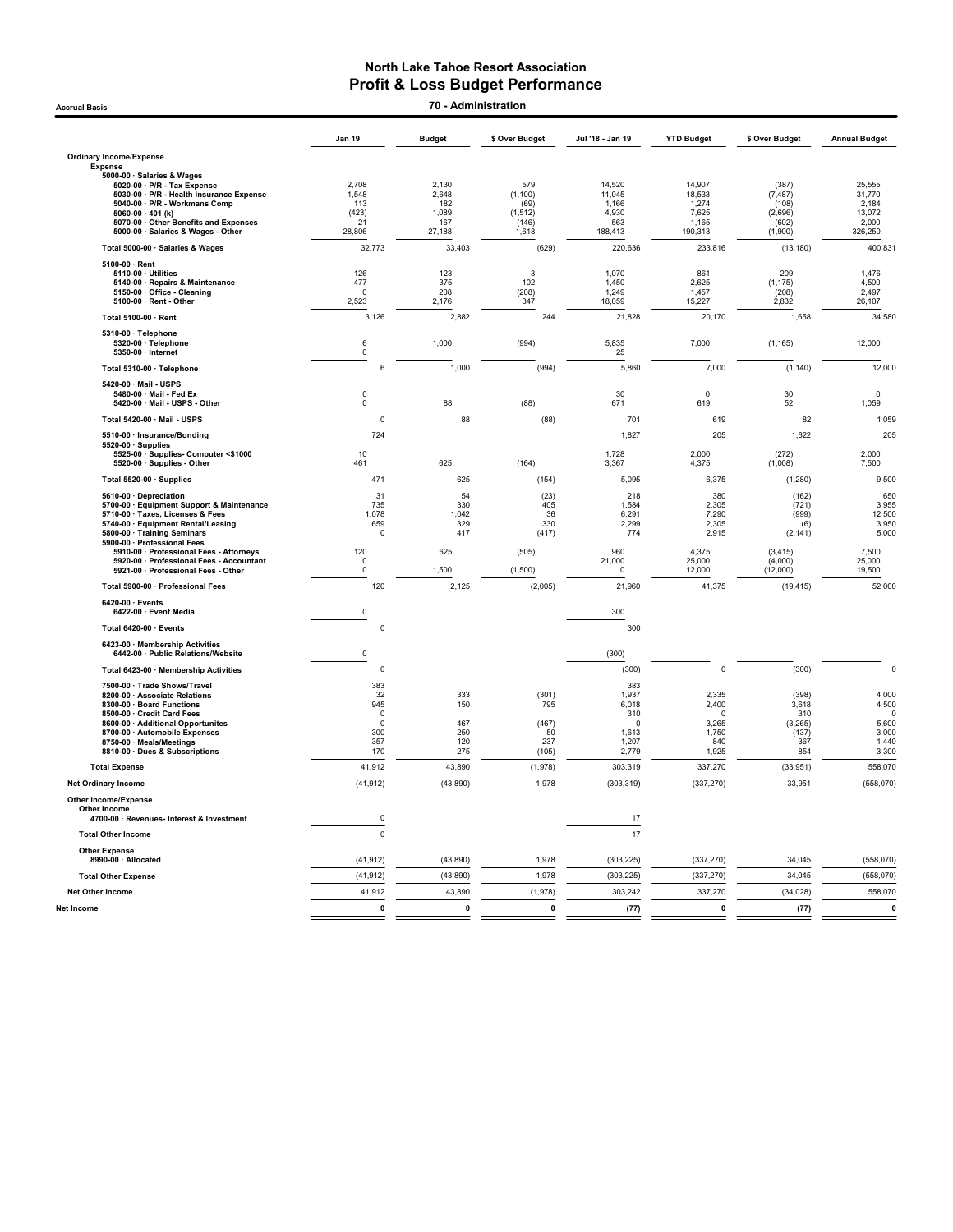# North Lake Tahoe Resort Association
## Profit & Loss Budget Performance

Accrual Basis

### 70 - Administration

| | Jan 19 | Budget | $ Over Budget | Jul '18 - Jan 19 | YTD Budget | $ Over Budget | Annual Budget |
|---|---|---|---|---|---|---|---|
| **Ordinary Income/Expense** | | | | | | | |
| **Expense** | | | | | | | |
| **5000-00 · Salaries & Wages** | | | | | | | |
| 5020-00 · P/R - Tax Expense | 2,708 | 2,130 | 579 | 14,520 | 14,907 | (387) | 25,555 |
| 5030-00 · P/R - Health Insurance Expense | 1,548 | 2,648 | (1,100) | 11,045 | 18,533 | (7,487) | 31,770 |
| 5040-00 · P/R - Workmans Comp | 113 | 182 | (69) | 1,166 | 1,274 | (108) | 2,184 |
| 5060-00 · 401 (k) | (423) | 1,089 | (1,512) | 4,930 | 7,625 | (2,696) | 13,072 |
| 5070-00 · Other Benefits and Expenses | 21 | 167 | (146) | 563 | 1,165 | (602) | 2,000 |
| 5000-00 · Salaries & Wages - Other | 28,806 | 27,188 | 1,618 | 188,413 | 190,313 | (1,900) | 326,250 |
| **Total 5000-00 · Salaries & Wages** | 32,773 | 33,403 | (629) | 220,636 | 233,816 | (13,180) | 400,831 |
| **5100-00 · Rent** | | | | | | | |
| 5110-00 · Utilities | 126 | 123 | 3 | 1,070 | 861 | 209 | 1,476 |
| 5140-00 · Repairs & Maintenance | 477 | 375 | 102 | 1,450 | 2,625 | (1,175) | 4,500 |
| 5150-00 · Office - Cleaning | 0 | 208 | (208) | 1,249 | 1,457 | (208) | 2,497 |
| 5100-00 · Rent - Other | 2,523 | 2,176 | 347 | 18,059 | 15,227 | 2,832 | 26,107 |
| **Total 5100-00 · Rent** | 3,126 | 2,882 | 244 | 21,828 | 20,170 | 1,658 | 34,580 |
| **5310-00 · Telephone** | | | | | | | |
| 5320-00 · Telephone | 6 | 1,000 | (994) | 5,835 | 7,000 | (1,165) | 12,000 |
| 5350-00 · Internet | 0 | | | 25 | | | |
| **Total 5310-00 · Telephone** | 6 | 1,000 | (994) | 5,860 | 7,000 | (1,140) | 12,000 |
| **5420-00 · Mail - USPS** | | | | | | | |
| 5480-00 · Mail - Fed Ex | 0 | | | 30 | 0 | 30 | 0 |
| 5420-00 · Mail - USPS - Other | 0 | 88 | (88) | 671 | 619 | 52 | 1,059 |
| **Total 5420-00 · Mail - USPS** | 0 | 88 | (88) | 701 | 619 | 82 | 1,059 |
| 5510-00 · Insurance/Bonding | 724 | | | 1,827 | 205 | 1,622 | 205 |
| **5520-00 · Supplies** | | | | | | | |
| 5525-00 · Supplies- Computer <$1000 | 10 | | | 1,728 | 2,000 | (272) | 2,000 |
| 5520-00 · Supplies - Other | 461 | 625 | (164) | 3,367 | 4,375 | (1,008) | 7,500 |
| **Total 5520-00 · Supplies** | 471 | 625 | (154) | 5,095 | 6,375 | (1,280) | 9,500 |
| 5610-00 · Depreciation | 31 | 54 | (23) | 218 | 380 | (162) | 650 |
| 5700-00 · Equipment Support & Maintenance | 735 | 330 | 405 | 1,584 | 2,305 | (721) | 3,955 |
| 5710-00 · Taxes, Licenses & Fees | 1,078 | 1,042 | 36 | 6,291 | 7,290 | (999) | 12,500 |
| 5740-00 · Equipment Rental/Leasing | 659 | 329 | 330 | 2,299 | 2,305 | (6) | 3,950 |
| 5800-00 · Training Seminars | 0 | 417 | (417) | 774 | 2,915 | (2,141) | 5,000 |
| **5900-00 · Professional Fees** | | | | | | | |
| 5910-00 · Professional Fees - Attorneys | 120 | 625 | (505) | 960 | 4,375 | (3,415) | 7,500 |
| 5920-00 · Professional Fees - Accountant | 0 | | | 21,000 | 25,000 | (4,000) | 25,000 |
| 5921-00 · Professional Fees - Other | 0 | 1,500 | (1,500) | 0 | 12,000 | (12,000) | 19,500 |
| **Total 5900-00 · Professional Fees** | 120 | 2,125 | (2,005) | 21,960 | 41,375 | (19,415) | 52,000 |
| **6420-00 · Events** | | | | | | | |
| 6422-00 · Event Media | 0 | | | 300 | | | |
| **Total 6420-00 · Events** | 0 | | | 300 | | | |
| **6423-00 · Membership Activities** | | | | | | | |
| 6442-00 · Public Relations/Website | 0 | | | (300) | | | |
| **Total 6423-00 · Membership Activities** | 0 | | | (300) | 0 | (300) | 0 |
| 7500-00 · Trade Shows/Travel | 383 | | | 383 | | | |
| 8200-00 · Associate Relations | 32 | 333 | (301) | 1,937 | 2,335 | (398) | 4,000 |
| 8300-00 · Board Functions | 945 | 150 | 795 | 6,018 | 2,400 | 3,618 | 4,500 |
| 8500-00 · Credit Card Fees | 0 | | | 310 | 0 | 310 | 0 |
| 8600-00 · Additional Opportunites | 0 | 467 | (467) | 0 | 3,265 | (3,265) | 5,600 |
| 8700-00 · Automobile Expenses | 300 | 250 | 50 | 1,613 | 1,750 | (137) | 3,000 |
| 8750-00 · Meals/Meetings | 357 | 120 | 237 | 1,207 | 840 | 367 | 1,440 |
| 8810-00 · Dues & Subscriptions | 170 | 275 | (105) | 2,779 | 1,925 | 854 | 3,300 |
| **Total Expense** | 41,912 | 43,890 | (1,978) | 303,319 | 337,270 | (33,951) | 558,070 |
| **Net Ordinary Income** | (41,912) | (43,890) | 1,978 | (303,319) | (337,270) | 33,951 | (558,070) |
| **Other Income/Expense** | | | | | | | |
| **Other Income** | | | | | | | |
| 4700-00 · Revenues- Interest & Investment | 0 | | | 17 | | | |
| **Total Other Income** | 0 | | | 17 | | | |
| **Other Expense** | | | | | | | |
| 8990-00 · Allocated | (41,912) | (43,890) | 1,978 | (303,225) | (337,270) | 34,045 | (558,070) |
| **Total Other Expense** | (41,912) | (43,890) | 1,978 | (303,225) | (337,270) | 34,045 | (558,070) |
| **Net Other Income** | 41,912 | 43,890 | (1,978) | 303,242 | 337,270 | (34,028) | 558,070 |
| **Net Income** | **0** | **0** | **0** | **(77)** | **0** | **(77)** | **0** |